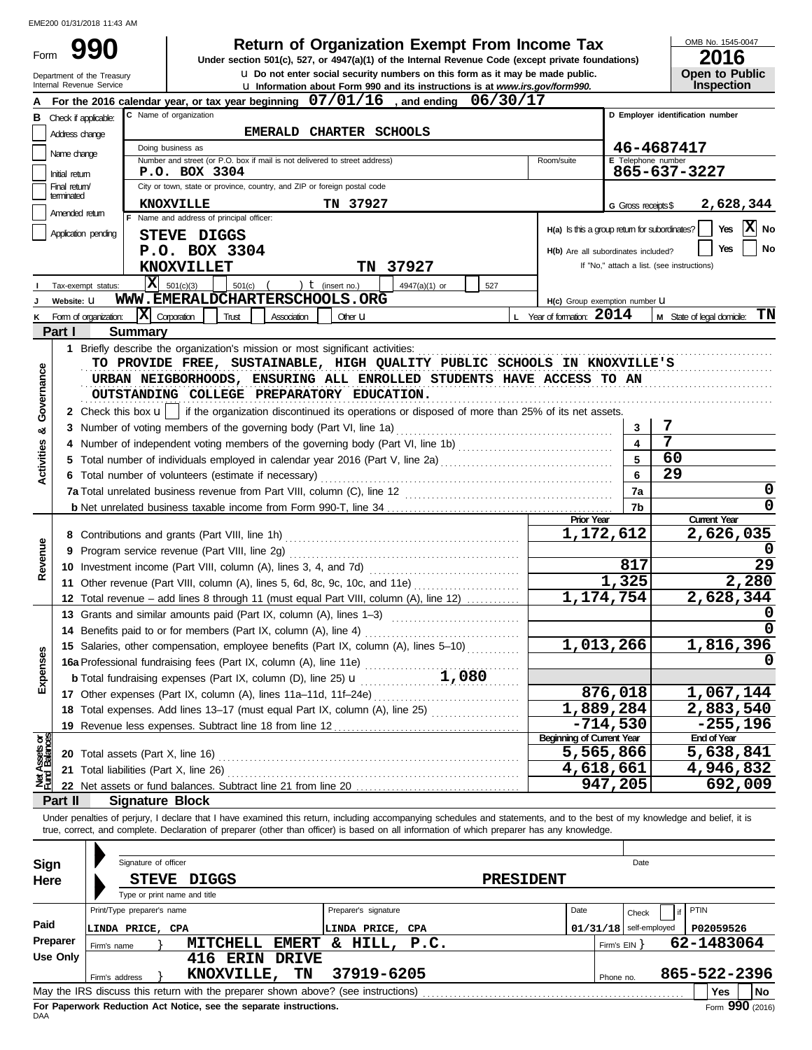EME200 01/31/2018 11:43 AM

# Form 990 — Return of Organization Exempt From Income Tax

**Under section 501(c), 527, or 4947(a)(1) of the Internal Revenue Code (except private foundations)**

u Do not enter social security numbers on this form as it may be made public.

u Information about Form 990 and its instructions is at *www.irs.gov/form990.*

Department of the Treasury
Internal Revenue Service

OMB No. 1545-0047

**2016**

**Open to Public Inspection**

**A** For the 2016 calendar year, or tax year beginning 07/01/16 , and ending 06/30/17

**B** Check if applicable:
- Address change
- Name change
- Initial return
- Final return/terminated
- Amended return
- Application pending

**C** Name of organization: EMERALD CHARTER SCHOOLS

Doing business as

Number and street (or P.O. box if mail is not delivered to street address): P.O. BOX 3304 | Room/suite

City or town, state or province, country, and ZIP or foreign postal code: KNOXVILLE TN 37927

**D** Employer identification number: 46-4687417

**E** Telephone number: 865-637-3227

**G** Gross receipts $ 2,628,344

**F** Name and address of principal officer:
STEVE DIGGS
P.O. BOX 3304
KNOXVILLET TN 37927

H(a) Is this a group return for subordinates? Yes [ ] No [X]

H(b) Are all subordinates included? Yes [ ] No [ ]
If "No," attach a list. (see instructions)

**I** Tax-exempt status: [X] 501(c)(3) [ ] 501(c) ( ) t (insert no.) [ ] 4947(a)(1) or [ ] 527

**J** Website: u WWW.EMERALDCHARTERSCHOOLS.ORG

H(c) Group exemption number u

**K** Form of organization: [X] Corporation [ ] Trust [ ] Association [ ] Other u

**L** Year of formation: 2014

**M** State of legal domicile: TN

## Part I Summary

**Activities & Governance**

1 Briefly describe the organization's mission or most significant activities:
TO PROVIDE FREE, SUSTAINABLE, HIGH QUALITY PUBLIC SCHOOLS IN KNOXVILLE'S URBAN NEIGBORHOODS, ENSURING ALL ENROLLED STUDENTS HAVE ACCESS TO AN OUTSTANDING COLLEGE PREPARATORY EDUCATION.

2 Check this box u [ ] if the organization discontinued its operations or disposed of more than 25% of its net assets.

| | | Line | Value |
|---|---|---|---|
| 3 | Number of voting members of the governing body (Part VI, line 1a) | 3 | 7 |
| 4 | Number of independent voting members of the governing body (Part VI, line 1b) | 4 | 7 |
| 5 | Total number of individuals employed in calendar year 2016 (Part V, line 2a) | 5 | 60 |
| 6 | Total number of volunteers (estimate if necessary) | 6 | 29 |
| 7a | Total unrelated business revenue from Part VIII, column (C), line 12 | 7a | 0 |
| b | Net unrelated business taxable income from Form 990-T, line 34 | 7b | 0 |

**Revenue / Expenses**

| | | Prior Year | Current Year |
|---|---|---|---|
| 8 | Contributions and grants (Part VIII, line 1h) | 1,172,612 | 2,626,035 |
| 9 | Program service revenue (Part VIII, line 2g) | | 0 |
| 10 | Investment income (Part VIII, column (A), lines 3, 4, and 7d) | 817 | 29 |
| 11 | Other revenue (Part VIII, column (A), lines 5, 6d, 8c, 9c, 10c, and 11e) | 1,325 | 2,280 |
| 12 | Total revenue – add lines 8 through 11 (must equal Part VIII, column (A), line 12) | 1,174,754 | 2,628,344 |
| 13 | Grants and similar amounts paid (Part IX, column (A), lines 1–3) | | 0 |
| 14 | Benefits paid to or for members (Part IX, column (A), line 4) | | 0 |
| 15 | Salaries, other compensation, employee benefits (Part IX, column (A), lines 5–10) | 1,013,266 | 1,816,396 |
| 16a | Professional fundraising fees (Part IX, column (A), line 11e) | | 0 |
| b | Total fundraising expenses (Part IX, column (D), line 25) u 1,080 | | |
| 17 | Other expenses (Part IX, column (A), lines 11a–11d, 11f–24e) | 876,018 | 1,067,144 |
| 18 | Total expenses. Add lines 13–17 (must equal Part IX, column (A), line 25) | 1,889,284 | 2,883,540 |
| 19 | Revenue less expenses. Subtract line 18 from line 12 | -714,530 | -255,196 |

**Net Assets or Fund Balances**

| | | Beginning of Current Year | End of Year |
|---|---|---|---|
| 20 | Total assets (Part X, line 16) | 5,565,866 | 5,638,841 |
| 21 | Total liabilities (Part X, line 26) | 4,618,661 | 4,946,832 |
| 22 | Net assets or fund balances. Subtract line 21 from line 20 | 947,205 | 692,009 |

## Part II Signature Block

Under penalties of perjury, I declare that I have examined this return, including accompanying schedules and statements, and to the best of my knowledge and belief, it is true, correct, and complete. Declaration of preparer (other than officer) is based on all information of which preparer has any knowledge.

**Sign Here**

Signature of officer | Date

STEVE DIGGS PRESIDENT
Type or print name and title

**Paid Preparer Use Only**

| Print/Type preparer's name | Preparer's signature | Date | Check [ ] if self-employed | PTIN |
|---|---|---|---|---|
| LINDA PRICE, CPA | LINDA PRICE, CPA | 01/31/18 | | P02059526 |

Firm's name } MITCHELL EMERT & HILL, P.C. | Firm's EIN } 62-1483064

Firm's address } 416 ERIN DRIVE KNOXVILLE, TN 37919-6205 | Phone no. 865-522-2396

May the IRS discuss this return with the preparer shown above? (see instructions) Yes [ ] No [ ]

**For Paperwork Reduction Act Notice, see the separate instructions.**

DAA Form 990 (2016)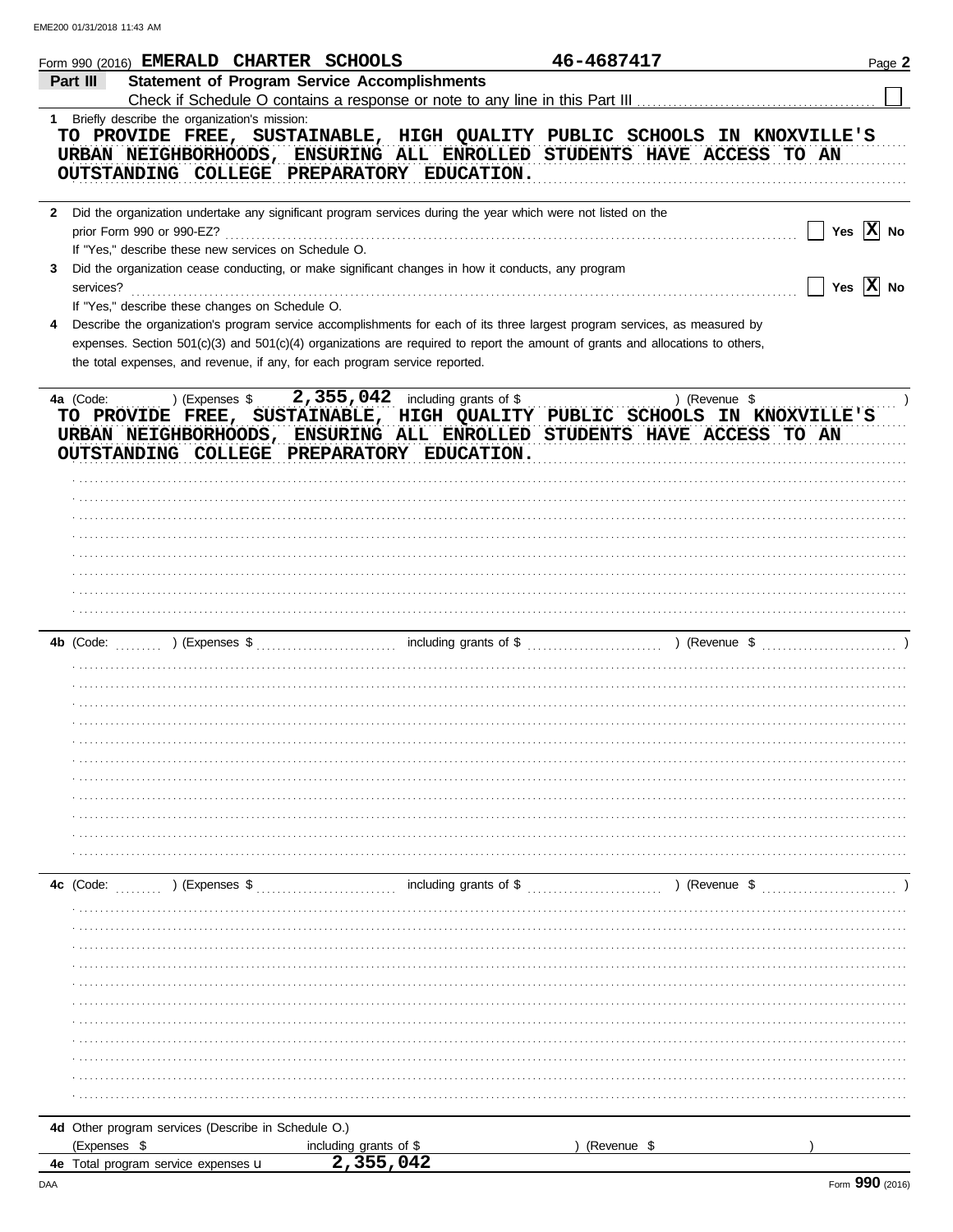Form 990 (2016) EMERALD CHARTER SCHOOLS 46-4687417 Page **2**

## Part III Statement of Program Service Accomplishments

Check if Schedule O contains a response or note to any line in this Part III ☐

**1** Briefly describe the organization's mission:

TO PROVIDE FREE, SUSTAINABLE, HIGH QUALITY PUBLIC SCHOOLS IN KNOXVILLE'S URBAN NEIGHBORHOODS, ENSURING ALL ENROLLED STUDENTS HAVE ACCESS TO AN OUTSTANDING COLLEGE PREPARATORY EDUCATION.

**2** Did the organization undertake any significant program services during the year which were not listed on the prior Form 990 or 990-EZ? ☐ Yes ☒ No

If "Yes," describe these new services on Schedule O.

**3** Did the organization cease conducting, or make significant changes in how it conducts, any program services? ☐ Yes ☒ No

If "Yes," describe these changes on Schedule O.

**4** Describe the organization's program service accomplishments for each of its three largest program services, as measured by expenses. Section 501(c)(3) and 501(c)(4) organizations are required to report the amount of grants and allocations to others, the total expenses, and revenue, if any, for each program service reported.

**4a** (Code: ) (Expenses $ 2,355,042 including grants of $ ) (Revenue $ )

TO PROVIDE FREE, SUSTAINABLE, HIGH QUALITY PUBLIC SCHOOLS IN KNOXVILLE'S URBAN NEIGHBORHOODS, ENSURING ALL ENROLLED STUDENTS HAVE ACCESS TO AN OUTSTANDING COLLEGE PREPARATORY EDUCATION.

**4b** (Code: ) (Expenses $ including grants of $ ) (Revenue $ )

**4c** (Code: ) (Expenses $ including grants of $ ) (Revenue $ )

**4d** Other program services (Describe in Schedule O.)

(Expenses $ including grants of $ ) (Revenue $ )

**4e** Total program service expenses u 2,355,042

DAA Form **990** (2016)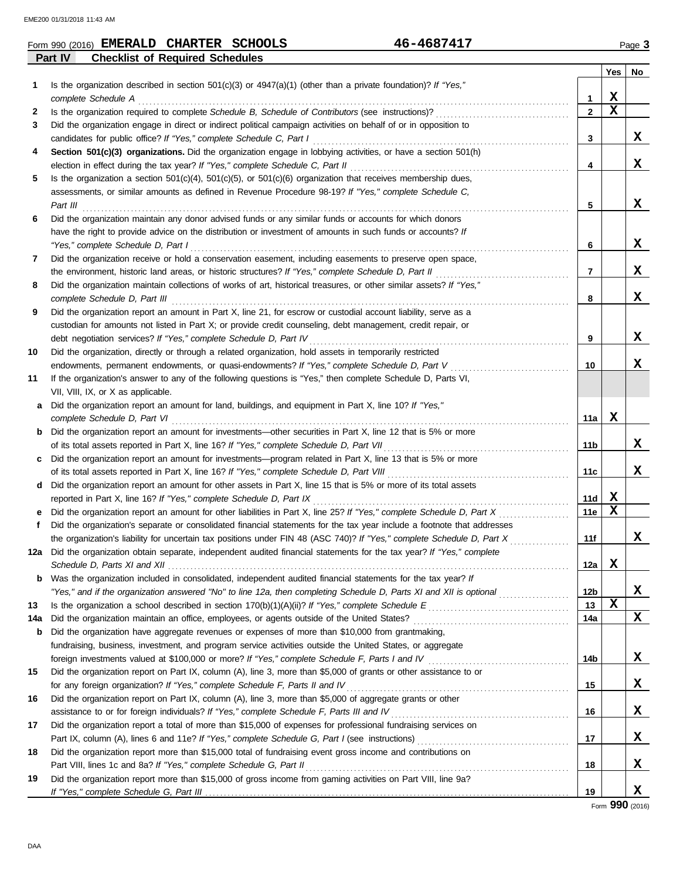Form 990 (2016) **EMERALD CHARTER SCHOOLS** **46-4687417** Page **3**

## Part IV Checklist of Required Schedules

| | | Line | Yes | No |
|---|---|---|---|---|
| **1** | Is the organization described in section 501(c)(3) or 4947(a)(1) (other than a private foundation)? *If "Yes," complete Schedule A* | 1 | X | |
| **2** | Is the organization required to complete *Schedule B, Schedule of Contributors* (see instructions)? | 2 | X | |
| **3** | Did the organization engage in direct or indirect political campaign activities on behalf of or in opposition to candidates for public office? *If "Yes," complete Schedule C, Part I* | 3 | | X |
| **4** | **Section 501(c)(3) organizations.** Did the organization engage in lobbying activities, or have a section 501(h) election in effect during the tax year? *If "Yes," complete Schedule C, Part II* | 4 | | X |
| **5** | Is the organization a section 501(c)(4), 501(c)(5), or 501(c)(6) organization that receives membership dues, assessments, or similar amounts as defined in Revenue Procedure 98-19? *If "Yes," complete Schedule C, Part III* | 5 | | X |
| **6** | Did the organization maintain any donor advised funds or any similar funds or accounts for which donors have the right to provide advice on the distribution or investment of amounts in such funds or accounts? *If "Yes," complete Schedule D, Part I* | 6 | | X |
| **7** | Did the organization receive or hold a conservation easement, including easements to preserve open space, the environment, historic land areas, or historic structures? *If "Yes," complete Schedule D, Part II* | 7 | | X |
| **8** | Did the organization maintain collections of works of art, historical treasures, or other similar assets? *If "Yes," complete Schedule D, Part III* | 8 | | X |
| **9** | Did the organization report an amount in Part X, line 21, for escrow or custodial account liability, serve as a custodian for amounts not listed in Part X; or provide credit counseling, debt management, credit repair, or debt negotiation services? *If "Yes," complete Schedule D, Part IV* | 9 | | X |
| **10** | Did the organization, directly or through a related organization, hold assets in temporarily restricted endowments, permanent endowments, or quasi-endowments? *If "Yes," complete Schedule D, Part V* | 10 | | X |
| **11** | If the organization's answer to any of the following questions is "Yes," then complete Schedule D, Parts VI, VII, VIII, IX, or X as applicable. | | | |
| **a** | Did the organization report an amount for land, buildings, and equipment in Part X, line 10? *If "Yes," complete Schedule D, Part VI* | 11a | X | |
| **b** | Did the organization report an amount for investments—other securities in Part X, line 12 that is 5% or more of its total assets reported in Part X, line 16? *If "Yes," complete Schedule D, Part VII* | 11b | | X |
| **c** | Did the organization report an amount for investments—program related in Part X, line 13 that is 5% or more of its total assets reported in Part X, line 16? *If "Yes," complete Schedule D, Part VIII* | 11c | | X |
| **d** | Did the organization report an amount for other assets in Part X, line 15 that is 5% or more of its total assets reported in Part X, line 16? *If "Yes," complete Schedule D, Part IX* | 11d | X | |
| **e** | Did the organization report an amount for other liabilities in Part X, line 25? *If "Yes," complete Schedule D, Part X* | 11e | X | |
| **f** | Did the organization's separate or consolidated financial statements for the tax year include a footnote that addresses the organization's liability for uncertain tax positions under FIN 48 (ASC 740)? *If "Yes," complete Schedule D, Part X* | 11f | | X |
| **12a** | Did the organization obtain separate, independent audited financial statements for the tax year? *If "Yes," complete Schedule D, Parts XI and XII* | 12a | X | |
| **b** | Was the organization included in consolidated, independent audited financial statements for the tax year? *If "Yes," and if the organization answered "No" to line 12a, then completing Schedule D, Parts XI and XII is optional* | 12b | | X |
| **13** | Is the organization a school described in section 170(b)(1)(A)(ii)? *If "Yes," complete Schedule E* | 13 | X | |
| **14a** | Did the organization maintain an office, employees, or agents outside of the United States? | 14a | | X |
| **b** | Did the organization have aggregate revenues or expenses of more than $10,000 from grantmaking, fundraising, business, investment, and program service activities outside the United States, or aggregate foreign investments valued at $100,000 or more? *If "Yes," complete Schedule F, Parts I and IV* | 14b | | X |
| **15** | Did the organization report on Part IX, column (A), line 3, more than $5,000 of grants or other assistance to or for any foreign organization? *If "Yes," complete Schedule F, Parts II and IV* | 15 | | X |
| **16** | Did the organization report on Part IX, column (A), line 3, more than $5,000 of aggregate grants or other assistance to or for foreign individuals? *If "Yes," complete Schedule F, Parts III and IV* | 16 | | X |
| **17** | Did the organization report a total of more than $15,000 of expenses for professional fundraising services on Part IX, column (A), lines 6 and 11e? *If "Yes," complete Schedule G, Part I* (see instructions) | 17 | | X |
| **18** | Did the organization report more than $15,000 total of fundraising event gross income and contributions on Part VIII, lines 1c and 8a? *If "Yes," complete Schedule G, Part II* | 18 | | X |
| **19** | Did the organization report more than $15,000 of gross income from gaming activities on Part VIII, line 9a? *If "Yes," complete Schedule G, Part III* | 19 | | X |

Form **990** (2016)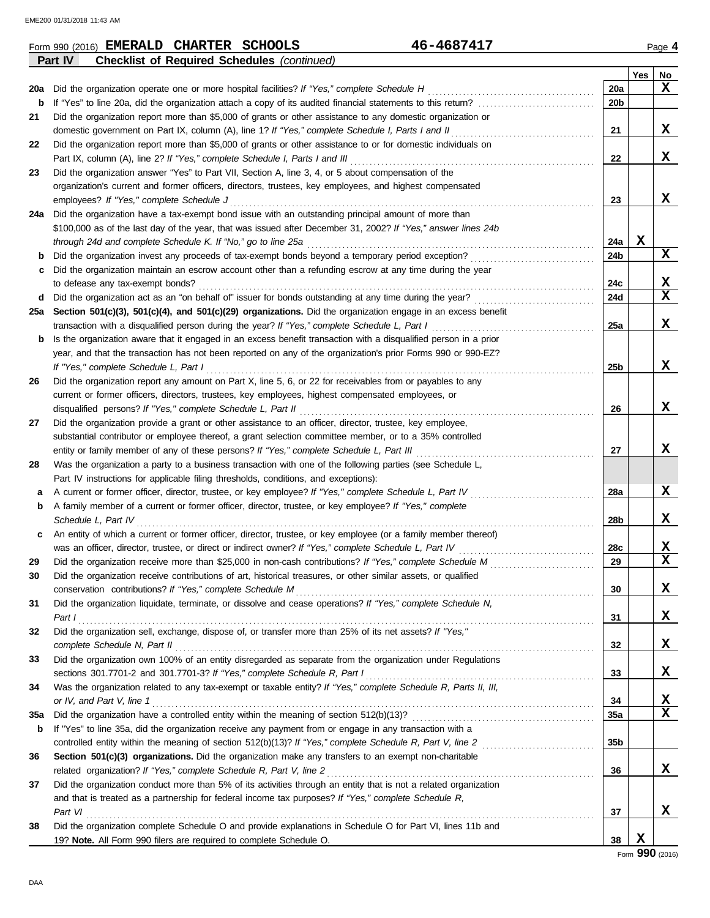Form 990 (2016) **EMERALD CHARTER SCHOOLS** **46-4687417** Page **4**

**Part IV** **Checklist of Required Schedules** *(continued)*

| | | | Yes | No |
|---|---|---|---|---|
| **20a** | Did the organization operate one or more hospital facilities? *If "Yes," complete Schedule H* | **20a** | | **X** |
| **b** | If "Yes" to line 20a, did the organization attach a copy of its audited financial statements to this return? | **20b** | | |
| **21** | Did the organization report more than $5,000 of grants or other assistance to any domestic organization or domestic government on Part IX, column (A), line 1? *If "Yes," complete Schedule I, Parts I and II* | **21** | | **X** |
| **22** | Did the organization report more than $5,000 of grants or other assistance to or for domestic individuals on Part IX, column (A), line 2? *If "Yes," complete Schedule I, Parts I and III* | **22** | | **X** |
| **23** | Did the organization answer "Yes" to Part VII, Section A, line 3, 4, or 5 about compensation of the organization's current and former officers, directors, trustees, key employees, and highest compensated employees? *If "Yes," complete Schedule J* | **23** | | **X** |
| **24a** | Did the organization have a tax-exempt bond issue with an outstanding principal amount of more than $100,000 as of the last day of the year, that was issued after December 31, 2002? *If "Yes," answer lines 24b through 24d and complete Schedule K. If "No," go to line 25a* | **24a** | **X** | |
| **b** | Did the organization invest any proceeds of tax-exempt bonds beyond a temporary period exception? | **24b** | | **X** |
| **c** | Did the organization maintain an escrow account other than a refunding escrow at any time during the year to defease any tax-exempt bonds? | **24c** | | **X** |
| **d** | Did the organization act as an "on behalf of" issuer for bonds outstanding at any time during the year? | **24d** | | **X** |
| **25a** | **Section 501(c)(3), 501(c)(4), and 501(c)(29) organizations.** Did the organization engage in an excess benefit transaction with a disqualified person during the year? *If "Yes," complete Schedule L, Part I* | **25a** | | **X** |
| **b** | Is the organization aware that it engaged in an excess benefit transaction with a disqualified person in a prior year, and that the transaction has not been reported on any of the organization's prior Forms 990 or 990-EZ? *If "Yes," complete Schedule L, Part I* | **25b** | | **X** |
| **26** | Did the organization report any amount on Part X, line 5, 6, or 22 for receivables from or payables to any current or former officers, directors, trustees, key employees, highest compensated employees, or disqualified persons? *If "Yes," complete Schedule L, Part II* | **26** | | **X** |
| **27** | Did the organization provide a grant or other assistance to an officer, director, trustee, key employee, substantial contributor or employee thereof, a grant selection committee member, or to a 35% controlled entity or family member of any of these persons? *If "Yes," complete Schedule L, Part III* | **27** | | **X** |
| **28** | Was the organization a party to a business transaction with one of the following parties (see Schedule L, Part IV instructions for applicable filing thresholds, conditions, and exceptions): | | | |
| **a** | A current or former officer, director, trustee, or key employee? *If "Yes," complete Schedule L, Part IV* | **28a** | | **X** |
| **b** | A family member of a current or former officer, director, trustee, or key employee? *If "Yes," complete Schedule L, Part IV* | **28b** | | **X** |
| **c** | An entity of which a current or former officer, director, trustee, or key employee (or a family member thereof) was an officer, director, trustee, or direct or indirect owner? *If "Yes," complete Schedule L, Part IV* | **28c** | | **X** |
| **29** | Did the organization receive more than $25,000 in non-cash contributions? *If "Yes," complete Schedule M* | **29** | | **X** |
| **30** | Did the organization receive contributions of art, historical treasures, or other similar assets, or qualified conservation contributions? *If "Yes," complete Schedule M* | **30** | | **X** |
| **31** | Did the organization liquidate, terminate, or dissolve and cease operations? *If "Yes," complete Schedule N, Part I* | **31** | | **X** |
| **32** | Did the organization sell, exchange, dispose of, or transfer more than 25% of its net assets? *If "Yes," complete Schedule N, Part II* | **32** | | **X** |
| **33** | Did the organization own 100% of an entity disregarded as separate from the organization under Regulations sections 301.7701-2 and 301.7701-3? *If "Yes," complete Schedule R, Part I* | **33** | | **X** |
| **34** | Was the organization related to any tax-exempt or taxable entity? *If "Yes," complete Schedule R, Parts II, III, or IV, and Part V, line 1* | **34** | | **X** |
| **35a** | Did the organization have a controlled entity within the meaning of section 512(b)(13)? | **35a** | | **X** |
| **b** | If "Yes" to line 35a, did the organization receive any payment from or engage in any transaction with a controlled entity within the meaning of section 512(b)(13)? *If "Yes," complete Schedule R, Part V, line 2* | **35b** | | |
| **36** | **Section 501(c)(3) organizations.** Did the organization make any transfers to an exempt non-charitable related organization? *If "Yes," complete Schedule R, Part V, line 2* | **36** | | **X** |
| **37** | Did the organization conduct more than 5% of its activities through an entity that is not a related organization and that is treated as a partnership for federal income tax purposes? *If "Yes," complete Schedule R, Part VI* | **37** | | **X** |
| **38** | Did the organization complete Schedule O and provide explanations in Schedule O for Part VI, lines 11b and 19? **Note.** All Form 990 filers are required to complete Schedule O. | **38** | **X** | |

Form **990** (2016)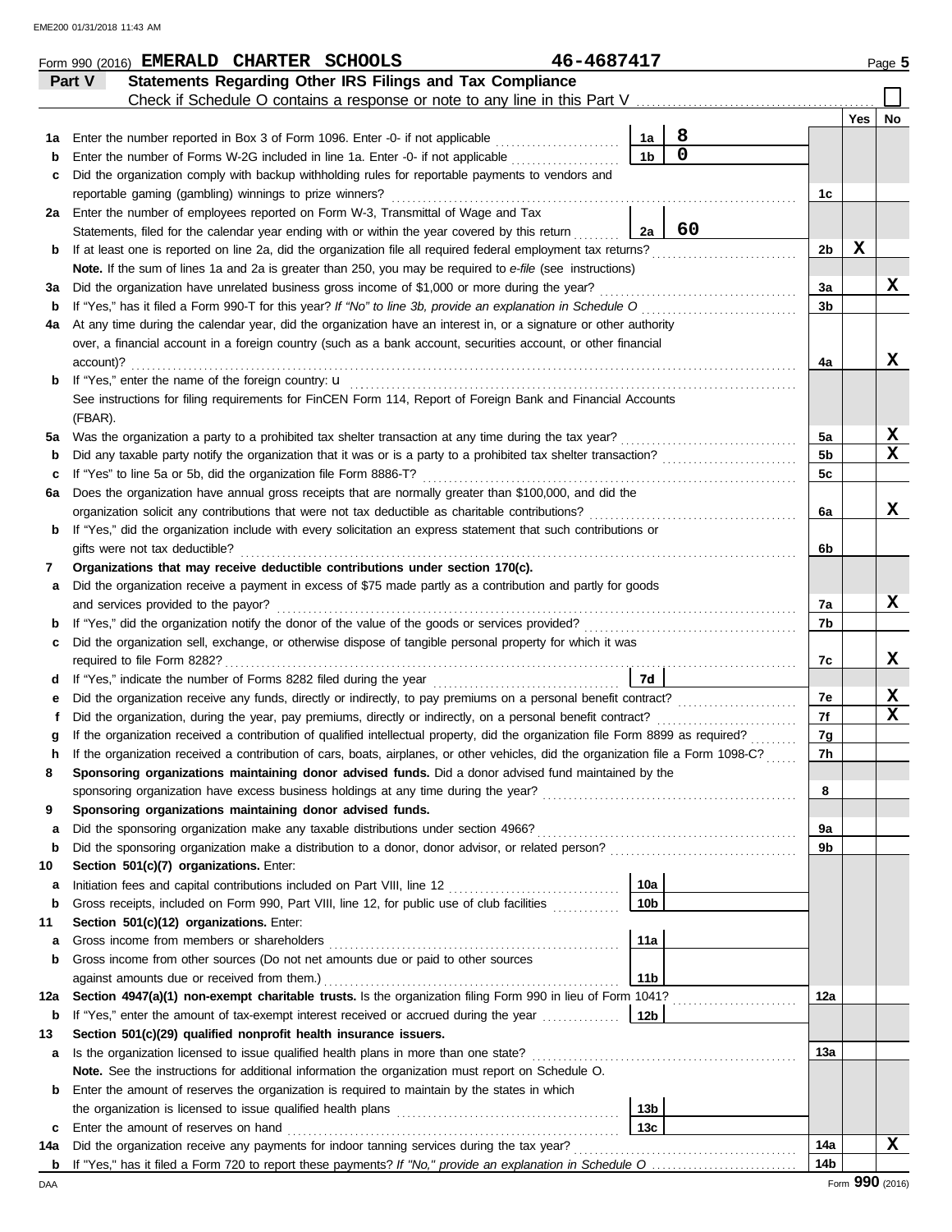Form 990 (2016) **EMERALD CHARTER SCHOOLS** 46-4687417 Page **5**

## Part V Statements Regarding Other IRS Filings and Tax Compliance

Check if Schedule O contains a response or note to any line in this Part V ☐

| | | | | | Yes | No |
|---|---|---|---|---|---|---|
| **1a** | Enter the number reported in Box 3 of Form 1096. Enter -0- if not applicable | 1a | 8 | | | |
| **b** | Enter the number of Forms W-2G included in line 1a. Enter -0- if not applicable | 1b | 0 | | | |
| **c** | Did the organization comply with backup withholding rules for reportable payments to vendors and reportable gaming (gambling) winnings to prize winners? | | | 1c | | |
| **2a** | Enter the number of employees reported on Form W-3, Transmittal of Wage and Tax Statements, filed for the calendar year ending with or within the year covered by this return | 2a | 60 | | | |
| **b** | If at least one is reported on line 2a, did the organization file all required federal employment tax returns? | | | 2b | X | |
| | **Note.** If the sum of lines 1a and 2a is greater than 250, you may be required to *e-file* (see instructions) | | | | | |
| **3a** | Did the organization have unrelated business gross income of $1,000 or more during the year? | | | 3a | | X |
| **b** | If "Yes," has it filed a Form 990-T for this year? *If "No" to line 3b, provide an explanation in Schedule O* | | | 3b | | |
| **4a** | At any time during the calendar year, did the organization have an interest in, or a signature or other authority over, a financial account in a foreign country (such as a bank account, securities account, or other financial account)? | | | 4a | | X |
| **b** | If "Yes," enter the name of the foreign country: u | | | | | |
| | See instructions for filing requirements for FinCEN Form 114, Report of Foreign Bank and Financial Accounts (FBAR). | | | | | |
| **5a** | Was the organization a party to a prohibited tax shelter transaction at any time during the tax year? | | | 5a | | X |
| **b** | Did any taxable party notify the organization that it was or is a party to a prohibited tax shelter transaction? | | | 5b | | X |
| **c** | If "Yes" to line 5a or 5b, did the organization file Form 8886-T? | | | 5c | | |
| **6a** | Does the organization have annual gross receipts that are normally greater than $100,000, and did the organization solicit any contributions that were not tax deductible as charitable contributions? | | | 6a | | X |
| **b** | If "Yes," did the organization include with every solicitation an express statement that such contributions or gifts were not tax deductible? | | | 6b | | |
| **7** | **Organizations that may receive deductible contributions under section 170(c).** | | | | | |
| **a** | Did the organization receive a payment in excess of $75 made partly as a contribution and partly for goods and services provided to the payor? | | | 7a | | X |
| **b** | If "Yes," did the organization notify the donor of the value of the goods or services provided? | | | 7b | | |
| **c** | Did the organization sell, exchange, or otherwise dispose of tangible personal property for which it was required to file Form 8282? | | | 7c | | X |
| **d** | If "Yes," indicate the number of Forms 8282 filed during the year | 7d | | | | |
| **e** | Did the organization receive any funds, directly or indirectly, to pay premiums on a personal benefit contract? | | | 7e | | X |
| **f** | Did the organization, during the year, pay premiums, directly or indirectly, on a personal benefit contract? | | | 7f | | X |
| **g** | If the organization received a contribution of qualified intellectual property, did the organization file Form 8899 as required? | | | 7g | | |
| **h** | If the organization received a contribution of cars, boats, airplanes, or other vehicles, did the organization file a Form 1098-C? | | | 7h | | |
| **8** | **Sponsoring organizations maintaining donor advised funds.** Did a donor advised fund maintained by the sponsoring organization have excess business holdings at any time during the year? | | | 8 | | |
| **9** | **Sponsoring organizations maintaining donor advised funds.** | | | | | |
| **a** | Did the sponsoring organization make any taxable distributions under section 4966? | | | 9a | | |
| **b** | Did the sponsoring organization make a distribution to a donor, donor advisor, or related person? | | | 9b | | |
| **10** | **Section 501(c)(7) organizations.** Enter: | | | | | |
| **a** | Initiation fees and capital contributions included on Part VIII, line 12 | 10a | | | | |
| **b** | Gross receipts, included on Form 990, Part VIII, line 12, for public use of club facilities | 10b | | | | |
| **11** | **Section 501(c)(12) organizations.** Enter: | | | | | |
| **a** | Gross income from members or shareholders | 11a | | | | |
| **b** | Gross income from other sources (Do not net amounts due or paid to other sources against amounts due or received from them.) | 11b | | | | |
| **12a** | **Section 4947(a)(1) non-exempt charitable trusts.** Is the organization filing Form 990 in lieu of Form 1041? | | | 12a | | |
| **b** | If "Yes," enter the amount of tax-exempt interest received or accrued during the year | 12b | | | | |
| **13** | **Section 501(c)(29) qualified nonprofit health insurance issuers.** | | | | | |
| **a** | Is the organization licensed to issue qualified health plans in more than one state? | | | 13a | | |
| | **Note.** See the instructions for additional information the organization must report on Schedule O. | | | | | |
| **b** | Enter the amount of reserves the organization is required to maintain by the states in which the organization is licensed to issue qualified health plans | 13b | | | | |
| **c** | Enter the amount of reserves on hand | 13c | | | | |
| **14a** | Did the organization receive any payments for indoor tanning services during the tax year? | | | 14a | | X |
| **b** | If "Yes," has it filed a Form 720 to report these payments? *If "No," provide an explanation in Schedule O* | | | 14b | | |

Form **990** (2016)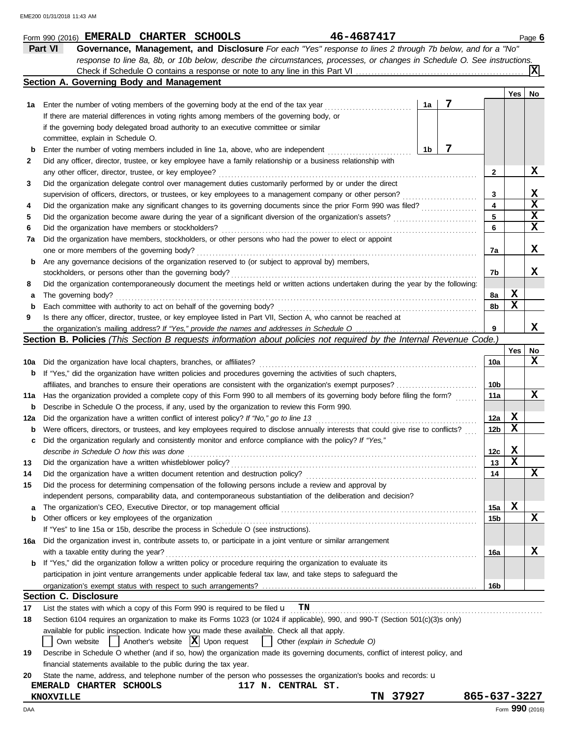Form 990 (2016) **EMERALD CHARTER SCHOOLS** **46-4687417** Page **6**

**Part VI** **Governance, Management, and Disclosure** *For each "Yes" response to lines 2 through 7b below, and for a "No" response to line 8a, 8b, or 10b below, describe the circumstances, processes, or changes in Schedule O. See instructions.*

Check if Schedule O contains a response or note to any line in this Part VI ... [X]

## Section A. Governing Body and Management

| | | | | Yes | No |
|---|---|---|---|---|---|
| **1a** | Enter the number of voting members of the governing body at the end of the tax year ... If there are material differences in voting rights among members of the governing body, or if the governing body delegated broad authority to an executive committee or similar committee, explain in Schedule O. | 1a: 7 | | | |
| **b** | Enter the number of voting members included in line 1a, above, who are independent ... | 1b: 7 | | | |
| **2** | Did any officer, director, trustee, or key employee have a family relationship or a business relationship with any other officer, director, trustee, or key employee? | | 2 | | X |
| **3** | Did the organization delegate control over management duties customarily performed by or under the direct supervision of officers, directors, or trustees, or key employees to a management company or other person? | | 3 | | X |
| **4** | Did the organization make any significant changes to its governing documents since the prior Form 990 was filed? | | 4 | | X |
| **5** | Did the organization become aware during the year of a significant diversion of the organization's assets? | | 5 | | X |
| **6** | Did the organization have members or stockholders? | | 6 | | X |
| **7a** | Did the organization have members, stockholders, or other persons who had the power to elect or appoint one or more members of the governing body? | | 7a | | X |
| **b** | Are any governance decisions of the organization reserved to (or subject to approval by) members, stockholders, or persons other than the governing body? | | 7b | | X |
| **8** | Did the organization contemporaneously document the meetings held or written actions undertaken during the year by the following: | | | | |
| **a** | The governing body? | | 8a | X | |
| **b** | Each committee with authority to act on behalf of the governing body? | | 8b | X | |
| **9** | Is there any officer, director, trustee, or key employee listed in Part VII, Section A, who cannot be reached at the organization's mailing address? *If "Yes," provide the names and addresses in Schedule O* | | 9 | | X |

## Section B. Policies *(This Section B requests information about policies not required by the Internal Revenue Code.)*

| | | | Yes | No |
|---|---|---|---|---|
| **10a** | Did the organization have local chapters, branches, or affiliates? | 10a | | X |
| **b** | If "Yes," did the organization have written policies and procedures governing the activities of such chapters, affiliates, and branches to ensure their operations are consistent with the organization's exempt purposes? | 10b | | |
| **11a** | Has the organization provided a complete copy of this Form 990 to all members of its governing body before filing the form? | 11a | | X |
| **b** | Describe in Schedule O the process, if any, used by the organization to review this Form 990. | | | |
| **12a** | Did the organization have a written conflict of interest policy? *If "No," go to line 13* | 12a | X | |
| **b** | Were officers, directors, or trustees, and key employees required to disclose annually interests that could give rise to conflicts? | 12b | X | |
| **c** | Did the organization regularly and consistently monitor and enforce compliance with the policy? *If "Yes," describe in Schedule O how this was done* | 12c | X | |
| **13** | Did the organization have a written whistleblower policy? | 13 | X | |
| **14** | Did the organization have a written document retention and destruction policy? | 14 | | X |
| **15** | Did the process for determining compensation of the following persons include a review and approval by independent persons, comparability data, and contemporaneous substantiation of the deliberation and decision? | | | |
| **a** | The organization's CEO, Executive Director, or top management official | 15a | X | |
| **b** | Other officers or key employees of the organization | 15b | | X |
| | If "Yes" to line 15a or 15b, describe the process in Schedule O (see instructions). | | | |
| **16a** | Did the organization invest in, contribute assets to, or participate in a joint venture or similar arrangement with a taxable entity during the year? | 16a | | X |
| **b** | If "Yes," did the organization follow a written policy or procedure requiring the organization to evaluate its participation in joint venture arrangements under applicable federal tax law, and take steps to safeguard the organization's exempt status with respect to such arrangements? | 16b | | |

## Section C. Disclosure

**17** List the states with which a copy of this Form 990 is required to be filed u **TN**

**18** Section 6104 requires an organization to make its Forms 1023 (or 1024 if applicable), 990, and 990-T (Section 501(c)(3)s only) available for public inspection. Indicate how you made these available. Check all that apply.

[ ] Own website [ ] Another's website [X] Upon request [ ] Other *(explain in Schedule O)*

**19** Describe in Schedule O whether (and if so, how) the organization made its governing documents, conflict of interest policy, and financial statements available to the public during the tax year.

**20** State the name, address, and telephone number of the person who possesses the organization's books and records: u

**EMERALD CHARTER SCHOOLS** **117 N. CENTRAL ST.**
**KNOXVILLE** **TN 37927** **865-637-3227**

Form **990** (2016)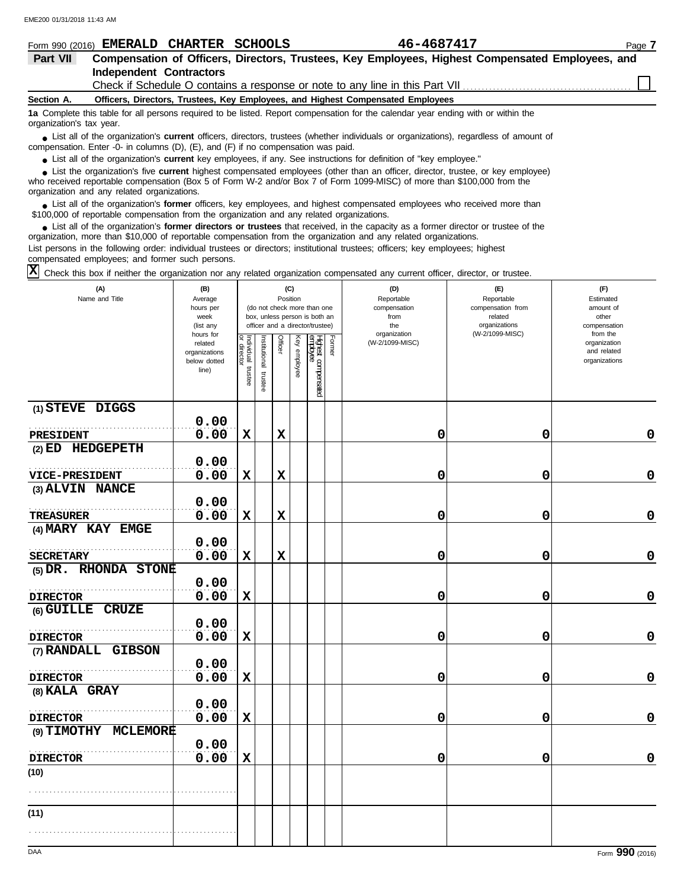Form 990 (2016) **EMERALD CHARTER SCHOOLS** **46-4687417** Page **7**

## Part VII Compensation of Officers, Directors, Trustees, Key Employees, Highest Compensated Employees, and Independent Contractors

Check if Schedule O contains a response or note to any line in this Part VII ☐

### Section A. Officers, Directors, Trustees, Key Employees, and Highest Compensated Employees

**1a** Complete this table for all persons required to be listed. Report compensation for the calendar year ending with or within the organization's tax year.

- List all of the organization's **current** officers, directors, trustees (whether individuals or organizations), regardless of amount of compensation. Enter -0- in columns (D), (E), and (F) if no compensation was paid.
- List all of the organization's **current** key employees, if any. See instructions for definition of "key employee."
- List the organization's five **current** highest compensated employees (other than an officer, director, trustee, or key employee) who received reportable compensation (Box 5 of Form W-2 and/or Box 7 of Form 1099-MISC) of more than $100,000 from the organization and any related organizations.
- List all of the organization's **former** officers, key employees, and highest compensated employees who received more than $100,000 of reportable compensation from the organization and any related organizations.
- List all of the organization's **former directors or trustees** that received, in the capacity as a former director or trustee of the organization, more than $10,000 of reportable compensation from the organization and any related organizations.

List persons in the following order: individual trustees or directors; institutional trustees; officers; key employees; highest compensated employees; and former such persons.

☒ Check this box if neither the organization nor any related organization compensated any current officer, director, or trustee.

| (A) Name and Title | (B) Average hours per week (list any hours for related organizations below dotted line) | (C) Position (do not check more than one box, unless person is both an officer and a director/trustee) | | | | | | (D) Reportable compensation from the organization (W-2/1099-MISC) | (E) Reportable compensation from related organizations (W-2/1099-MISC) | (F) Estimated amount of other compensation from the organization and related organizations |
|---|---|---|---|---|---|---|---|---|---|---|
| | | Individual trustee or director | Institutional trustee | Officer | Key employee | Highest compensated employee | Former | | | |
| (1) STEVE DIGGS / PRESIDENT | 0.00 / 0.00 | X | | X | | | | 0 | 0 | 0 |
| (2) ED HEDGEPETH / VICE-PRESIDENT | 0.00 / 0.00 | X | | X | | | | 0 | 0 | 0 |
| (3) ALVIN NANCE / TREASURER | 0.00 / 0.00 | X | | X | | | | 0 | 0 | 0 |
| (4) MARY KAY EMGE / SECRETARY | 0.00 / 0.00 | X | | X | | | | 0 | 0 | 0 |
| (5) DR. RHONDA STONE / DIRECTOR | 0.00 / 0.00 | X | | | | | | 0 | 0 | 0 |
| (6) GUILLE CRUZE / DIRECTOR | 0.00 / 0.00 | X | | | | | | 0 | 0 | 0 |
| (7) RANDALL GIBSON / DIRECTOR | 0.00 / 0.00 | X | | | | | | 0 | 0 | 0 |
| (8) KALA GRAY / DIRECTOR | 0.00 / 0.00 | X | | | | | | 0 | 0 | 0 |
| (9) TIMOTHY MCLEMORE / DIRECTOR | 0.00 / 0.00 | X | | | | | | 0 | 0 | 0 |
| (10) | | | | | | | | | | |
| (11) | | | | | | | | | | |

DAA Form **990** (2016)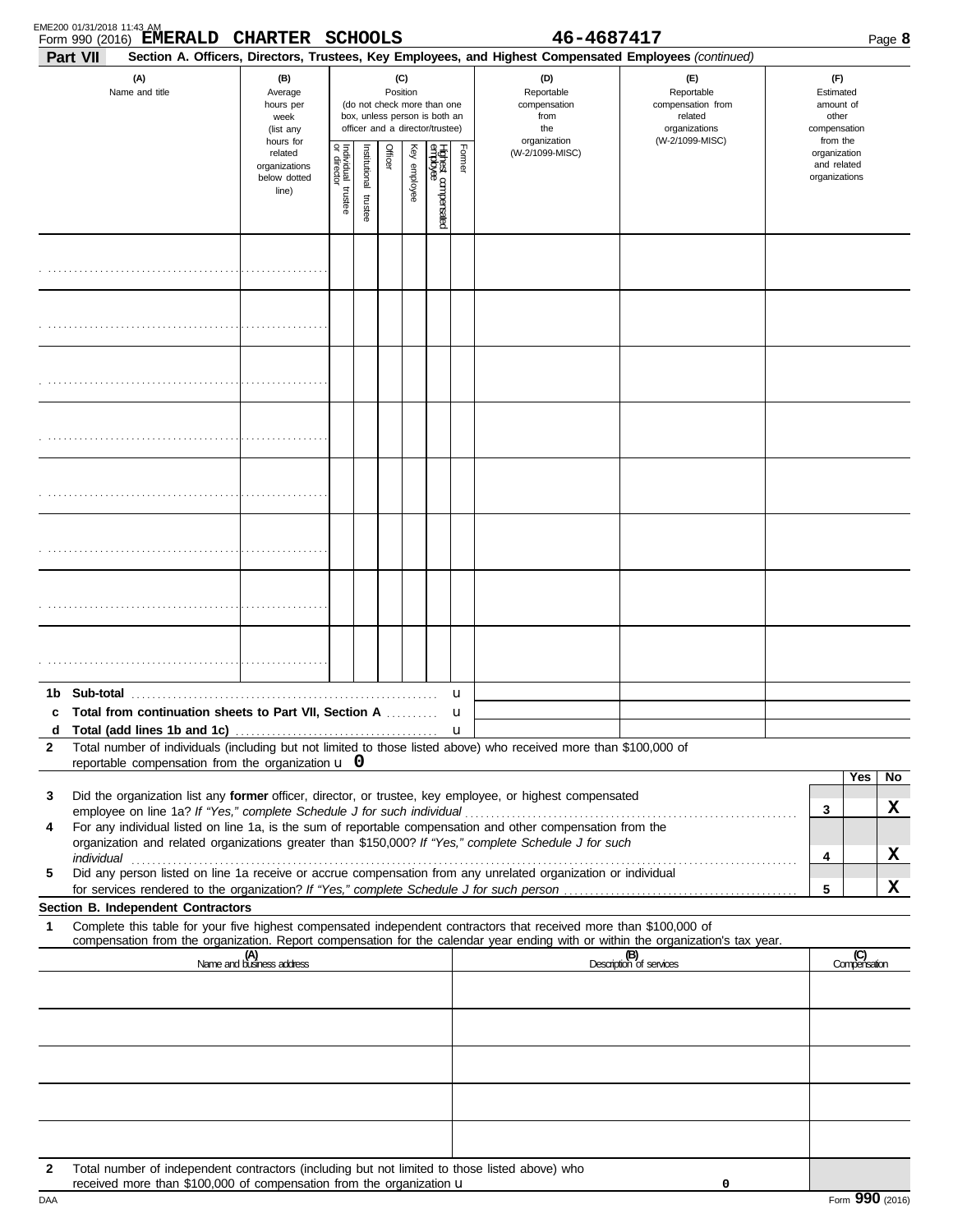EME200 01/31/2018 11:43 AM

Form 990 (2016) **EMERALD CHARTER SCHOOLS** **46-4687417**

**Part VII** **Section A. Officers, Directors, Trustees, Key Employees, and Highest Compensated Employees** *(continued)*

| (A) Name and title | (B) Average hours per week (list any hours for related organizations below dotted line) | (C) Position (do not check more than one box, unless person is both an officer and a director/trustee) | | | | | | (D) Reportable compensation from the organization (W-2/1099-MISC) | (E) Reportable compensation from related organizations (W-2/1099-MISC) | (F) Estimated amount of other compensation from the organization and related organizations |
|---|---|---|---|---|---|---|---|---|---|---|
| | | Individual trustee or director | Institutional trustee | Officer | Key employee | Highest compensated employee | Former | | | |
| | | | | | | | | | | |
| | | | | | | | | | | |
| | | | | | | | | | | |
| | | | | | | | | | | |
| | | | | | | | | | | |
| | | | | | | | | | | |
| | | | | | | | | | | |
| | | | | | | | | | | |

**1b Sub-total** ..... u

**c Total from continuation sheets to Part VII, Section A** ..... u

**d Total (add lines 1b and 1c)** ..... u

**2** Total number of individuals (including but not limited to those listed above) who received more than $100,000 of reportable compensation from the organization u **0**

| | | | Yes | No |
|---|---|---|---|---|
| **3** | Did the organization list any **former** officer, director, or trustee, key employee, or highest compensated employee on line 1a? *If "Yes," complete Schedule J for such individual* | 3 | | X |
| **4** | For any individual listed on line 1a, is the sum of reportable compensation and other compensation from the organization and related organizations greater than $150,000? *If "Yes," complete Schedule J for such individual* | 4 | | X |
| **5** | Did any person listed on line 1a receive or accrue compensation from any unrelated organization or individual for services rendered to the organization? *If "Yes," complete Schedule J for such person* | 5 | | X |

**Section B. Independent Contractors**

**1** Complete this table for your five highest compensated independent contractors that received more than $100,000 of compensation from the organization. Report compensation for the calendar year ending with or within the organization's tax year.

| (A) Name and business address | (B) Description of services | (C) Compensation |
|---|---|---|
| | | |
| | | |
| | | |
| | | |
| | | |

**2** Total number of independent contractors (including but not limited to those listed above) who received more than $100,000 of compensation from the organization u **0**

DAA Form **990** (2016)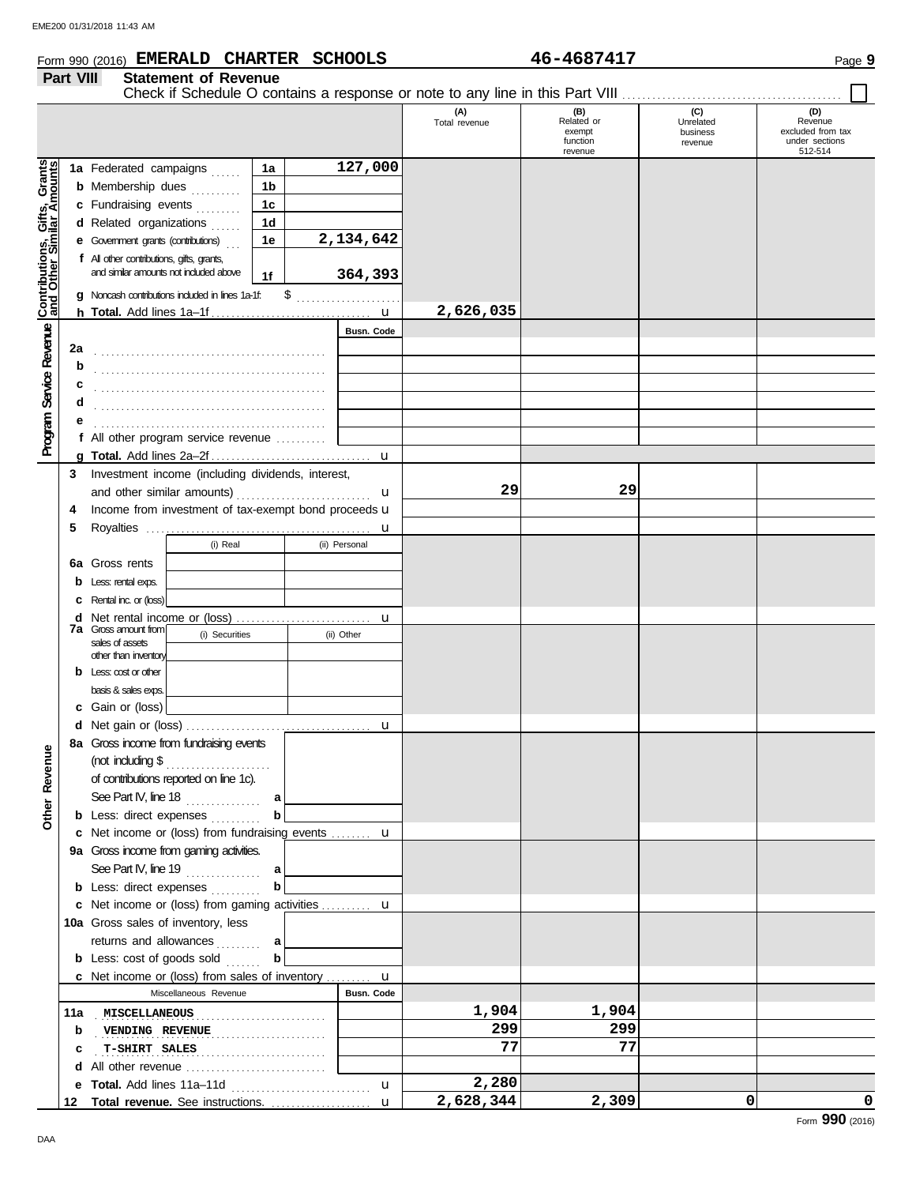Form 990 (2016) **EMERALD CHARTER SCHOOLS** **46-4687417** Page **9**

## Part VIII Statement of Revenue

Check if Schedule O contains a response or note to any line in this Part VIII ☐

| | | | (A) Total revenue | (B) Related or exempt function revenue | (C) Unrelated business revenue | (D) Revenue excluded from tax under sections 512-514 |
|---|---|---|---|---|---|---|
| **Contributions, Gifts, Grants and Other Similar Amounts** | 1a Federated campaigns | 1a 127,000 | | | | |
| | b Membership dues | 1b | | | | |
| | c Fundraising events | 1c | | | | |
| | d Related organizations | 1d | | | | |
| | e Government grants (contributions) | 1e 2,134,642 | | | | |
| | f All other contributions, gifts, grants, and similar amounts not included above | 1f 364,393 | | | | |
| | g Noncash contributions included in lines 1a-1f: $ | | | | | |
| | h **Total.** Add lines 1a–1f | | 2,626,035 | | | |
| **Program Service Revenue** | | Busn. Code | | | | |
| | 2a | | | | | |
| | b | | | | | |
| | c | | | | | |
| | d | | | | | |
| | e | | | | | |
| | f All other program service revenue | | | | | |
| | g **Total.** Add lines 2a–2f | | | | | |
| **Other Revenue** | 3 Investment income (including dividends, interest, and other similar amounts) | | 29 | 29 | | |
| | 4 Income from investment of tax-exempt bond proceeds | | | | | |
| | 5 Royalties | | | | | |
| | | (i) Real / (ii) Personal | | | | |
| | 6a Gross rents | | | | | |
| | b Less: rental exps. | | | | | |
| | c Rental inc. or (loss) | | | | | |
| | d Net rental income or (loss) | | | | | |
| | 7a Gross amount from sales of assets other than inventory | (i) Securities / (ii) Other | | | | |
| | b Less: cost or other basis & sales exps. | | | | | |
| | c Gain or (loss) | | | | | |
| | d Net gain or (loss) | | | | | |
| | 8a Gross income from fundraising events (not including $ of contributions reported on line 1c). See Part IV, line 18 | a | | | | |
| | b Less: direct expenses | b | | | | |
| | c Net income or (loss) from fundraising events | | | | | |
| | 9a Gross income from gaming activities. See Part IV, line 19 | a | | | | |
| | b Less: direct expenses | b | | | | |
| | c Net income or (loss) from gaming activities | | | | | |
| | 10a Gross sales of inventory, less returns and allowances | a | | | | |
| | b Less: cost of goods sold | b | | | | |
| | c Net income or (loss) from sales of inventory | | | | | |
| | Miscellaneous Revenue | Busn. Code | | | | |
| | 11a MISCELLANEOUS | | 1,904 | 1,904 | | |
| | b VENDING REVENUE | | 299 | 299 | | |
| | c T-SHIRT SALES | | 77 | 77 | | |
| | d All other revenue | | | | | |
| | e **Total.** Add lines 11a–11d | | 2,280 | | | |
| | 12 **Total revenue.** See instructions. | | 2,628,344 | 2,309 | 0 | 0 |

Form **990** (2016)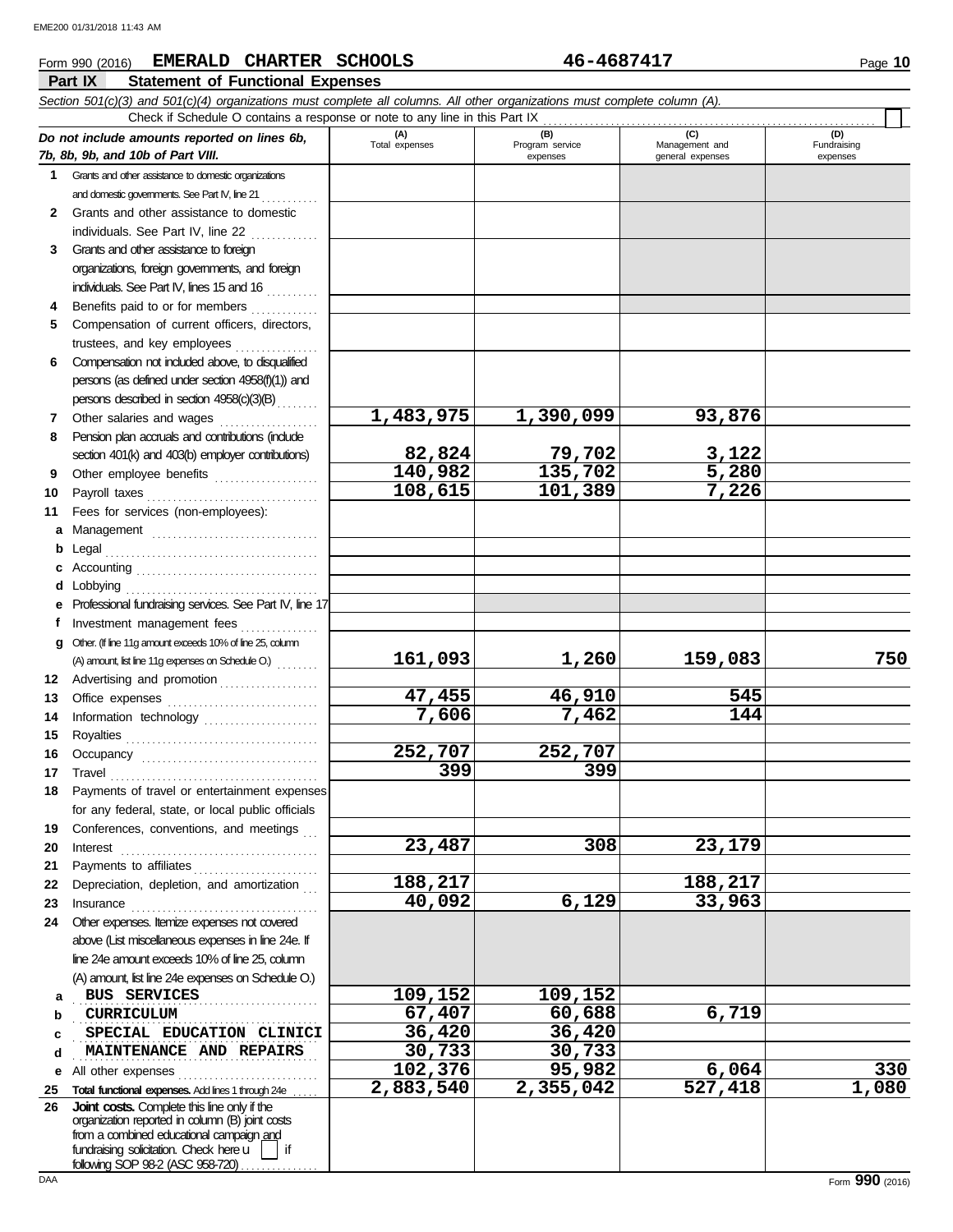Form 990 (2016) **EMERALD CHARTER SCHOOLS** **46-4687417** Page **10**

## Part IX Statement of Functional Expenses

*Section 501(c)(3) and 501(c)(4) organizations must complete all columns. All other organizations must complete column (A).*

Check if Schedule O contains a response or note to any line in this Part IX ☐

| *Do not include amounts reported on lines 6b, 7b, 8b, 9b, and 10b of Part VIII.* | (A) Total expenses | (B) Program service expenses | (C) Management and general expenses | (D) Fundraising expenses |
|---|---|---|---|---|
| 1 Grants and other assistance to domestic organizations and domestic governments. See Part IV, line 21 | | | | |
| 2 Grants and other assistance to domestic individuals. See Part IV, line 22 | | | | |
| 3 Grants and other assistance to foreign organizations, foreign governments, and foreign individuals. See Part IV, lines 15 and 16 | | | | |
| 4 Benefits paid to or for members | | | | |
| 5 Compensation of current officers, directors, trustees, and key employees | | | | |
| 6 Compensation not included above, to disqualified persons (as defined under section 4958(f)(1)) and persons described in section 4958(c)(3)(B) | | | | |
| 7 Other salaries and wages | 1,483,975 | 1,390,099 | 93,876 | |
| 8 Pension plan accruals and contributions (include section 401(k) and 403(b) employer contributions) | 82,824 | 79,702 | 3,122 | |
| 9 Other employee benefits | 140,982 | 135,702 | 5,280 | |
| 10 Payroll taxes | 108,615 | 101,389 | 7,226 | |
| 11 Fees for services (non-employees): | | | | |
| a Management | | | | |
| b Legal | | | | |
| c Accounting | | | | |
| d Lobbying | | | | |
| e Professional fundraising services. See Part IV, line 17 | | | | |
| f Investment management fees | | | | |
| g Other. (If line 11g amount exceeds 10% of line 25, column (A) amount, list line 11g expenses on Schedule O.) | 161,093 | 1,260 | 159,083 | 750 |
| 12 Advertising and promotion | | | | |
| 13 Office expenses | 47,455 | 46,910 | 545 | |
| 14 Information technology | 7,606 | 7,462 | 144 | |
| 15 Royalties | | | | |
| 16 Occupancy | 252,707 | 252,707 | | |
| 17 Travel | 399 | 399 | | |
| 18 Payments of travel or entertainment expenses for any federal, state, or local public officials | | | | |
| 19 Conferences, conventions, and meetings | | | | |
| 20 Interest | 23,487 | 308 | 23,179 | |
| 21 Payments to affiliates | | | | |
| 22 Depreciation, depletion, and amortization | 188,217 | | 188,217 | |
| 23 Insurance | 40,092 | 6,129 | 33,963 | |
| 24 Other expenses. Itemize expenses not covered above (List miscellaneous expenses in line 24e. If line 24e amount exceeds 10% of line 25, column (A) amount, list line 24e expenses on Schedule O.) | | | | |
| a BUS SERVICES | 109,152 | 109,152 | | |
| b CURRICULUM | 67,407 | 60,688 | 6,719 | |
| c SPECIAL EDUCATION CLINICI | 36,420 | 36,420 | | |
| d MAINTENANCE AND REPAIRS | 30,733 | 30,733 | | |
| e All other expenses | 102,376 | 95,982 | 6,064 | 330 |
| 25 **Total functional expenses.** Add lines 1 through 24e | 2,883,540 | 2,355,042 | 527,418 | 1,080 |
| 26 **Joint costs.** Complete this line only if the organization reported in column (B) joint costs from a combined educational campaign and fundraising solicitation. Check here ☐ if following SOP 98-2 (ASC 958-720) | | | | |

Form **990** (2016)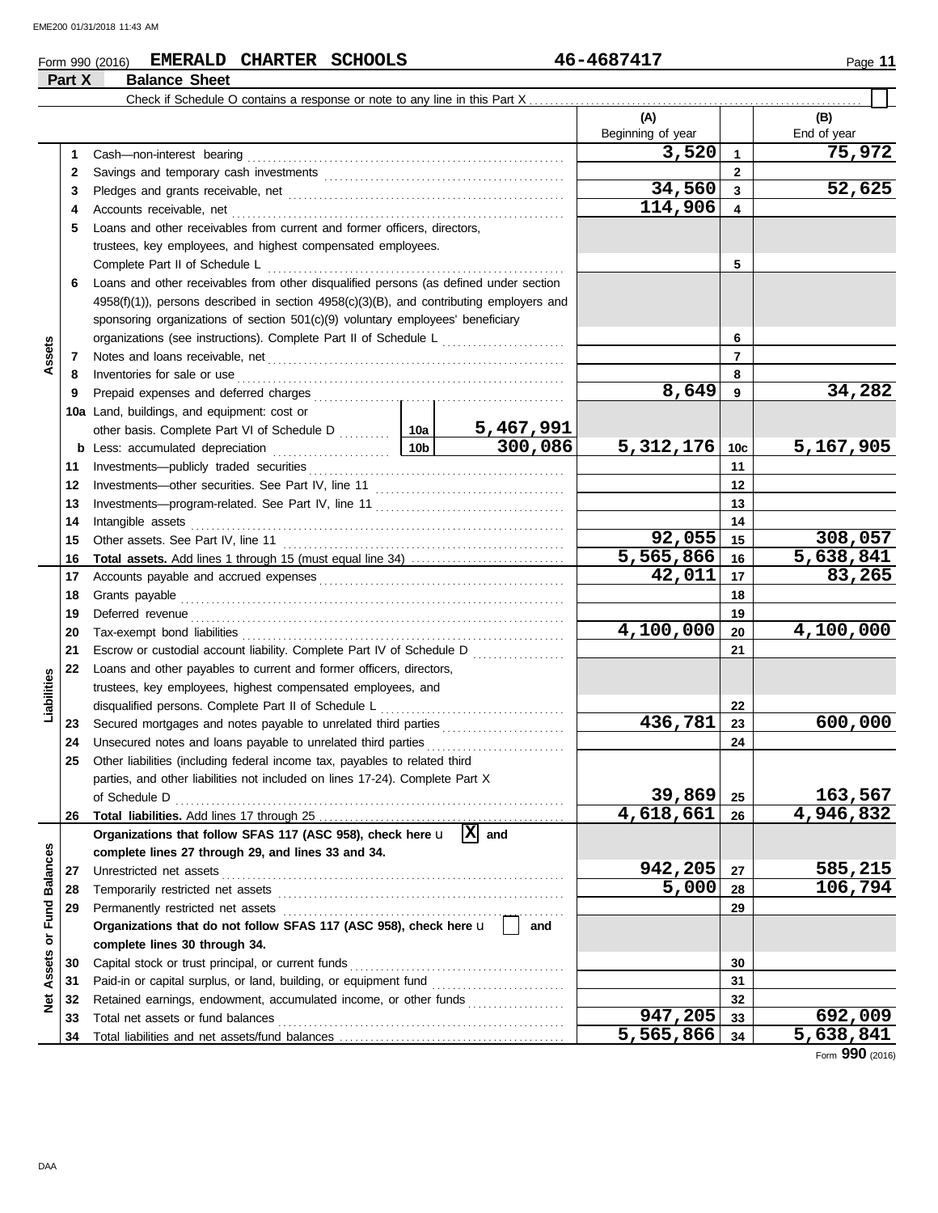Form 990 (2016) **EMERALD CHARTER SCHOOLS** **46-4687417** Page **11**

## Part X Balance Sheet

Check if Schedule O contains a response or note to any line in this Part X . . . . . . . . . . . . . . . . . . . . . . . . . . . . . . . . . . . . . . . . . . . . . . . . . . . . . . . . . . . . . . . . [ ]

| Section | Line | Description | | | (A) Beginning of year | | (B) End of year |
|---|---|---|---|---|---|---|---|
| Assets | 1 | Cash—non-interest bearing | | | 3,520 | 1 | 75,972 |
| | 2 | Savings and temporary cash investments | | | | 2 | |
| | 3 | Pledges and grants receivable, net | | | 34,560 | 3 | 52,625 |
| | 4 | Accounts receivable, net | | | 114,906 | 4 | |
| | 5 | Loans and other receivables from current and former officers, directors, trustees, key employees, and highest compensated employees. Complete Part II of Schedule L | | | | 5 | |
| | 6 | Loans and other receivables from other disqualified persons (as defined under section 4958(f)(1)), persons described in section 4958(c)(3)(B), and contributing employers and sponsoring organizations of section 501(c)(9) voluntary employees' beneficiary organizations (see instructions). Complete Part II of Schedule L | | | | 6 | |
| | 7 | Notes and loans receivable, net | | | | 7 | |
| | 8 | Inventories for sale or use | | | | 8 | |
| | 9 | Prepaid expenses and deferred charges | | | 8,649 | 9 | 34,282 |
| | 10a | Land, buildings, and equipment: cost or other basis. Complete Part VI of Schedule D | 10a | 5,467,991 | | | |
| | b | Less: accumulated depreciation | 10b | 300,086 | 5,312,176 | 10c | 5,167,905 |
| | 11 | Investments—publicly traded securities | | | | 11 | |
| | 12 | Investments—other securities. See Part IV, line 11 | | | | 12 | |
| | 13 | Investments—program-related. See Part IV, line 11 | | | | 13 | |
| | 14 | Intangible assets | | | | 14 | |
| | 15 | Other assets. See Part IV, line 11 | | | 92,055 | 15 | 308,057 |
| | 16 | **Total assets.** Add lines 1 through 15 (must equal line 34) | | | 5,565,866 | 16 | 5,638,841 |
| Liabilities | 17 | Accounts payable and accrued expenses | | | 42,011 | 17 | 83,265 |
| | 18 | Grants payable | | | | 18 | |
| | 19 | Deferred revenue | | | | 19 | |
| | 20 | Tax-exempt bond liabilities | | | 4,100,000 | 20 | 4,100,000 |
| | 21 | Escrow or custodial account liability. Complete Part IV of Schedule D | | | | 21 | |
| | 22 | Loans and other payables to current and former officers, directors, trustees, key employees, highest compensated employees, and disqualified persons. Complete Part II of Schedule L | | | | 22 | |
| | 23 | Secured mortgages and notes payable to unrelated third parties | | | 436,781 | 23 | 600,000 |
| | 24 | Unsecured notes and loans payable to unrelated third parties | | | | 24 | |
| | 25 | Other liabilities (including federal income tax, payables to related third parties, and other liabilities not included on lines 17-24). Complete Part X of Schedule D | | | 39,869 | 25 | 163,567 |
| | 26 | **Total liabilities.** Add lines 17 through 25 | | | 4,618,661 | 26 | 4,946,832 |
| Net Assets or Fund Balances | | **Organizations that follow SFAS 117 (ASC 958), check here** [X] **and complete lines 27 through 29, and lines 33 and 34.** | | | | | |
| | 27 | Unrestricted net assets | | | 942,205 | 27 | 585,215 |
| | 28 | Temporarily restricted net assets | | | 5,000 | 28 | 106,794 |
| | 29 | Permanently restricted net assets | | | | 29 | |
| | | **Organizations that do not follow SFAS 117 (ASC 958), check here** [ ] **and complete lines 30 through 34.** | | | | | |
| | 30 | Capital stock or trust principal, or current funds | | | | 30 | |
| | 31 | Paid-in or capital surplus, or land, building, or equipment fund | | | | 31 | |
| | 32 | Retained earnings, endowment, accumulated income, or other funds | | | | 32 | |
| | 33 | Total net assets or fund balances | | | 947,205 | 33 | 692,009 |
| | 34 | Total liabilities and net assets/fund balances | | | 5,565,866 | 34 | 5,638,841 |

Form **990** (2016)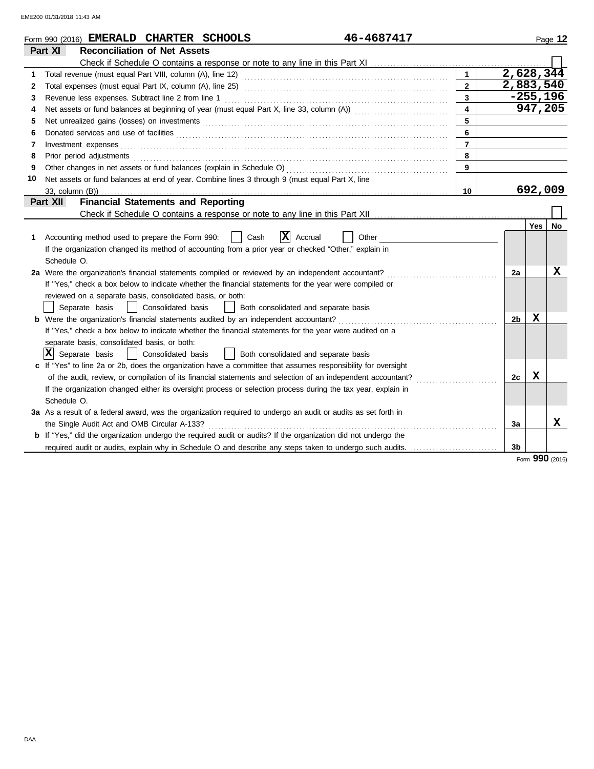Form 990 (2016) **EMERALD CHARTER SCHOOLS** **46-4687417** Page **12**

## Part XI Reconciliation of Net Assets

Check if Schedule O contains a response or note to any line in this Part XI ☐

| | | Line | Amount |
|---|---|---|---|
| 1 | Total revenue (must equal Part VIII, column (A), line 12) | 1 | 2,628,344 |
| 2 | Total expenses (must equal Part IX, column (A), line 25) | 2 | 2,883,540 |
| 3 | Revenue less expenses. Subtract line 2 from line 1 | 3 | -255,196 |
| 4 | Net assets or fund balances at beginning of year (must equal Part X, line 33, column (A)) | 4 | 947,205 |
| 5 | Net unrealized gains (losses) on investments | 5 | |
| 6 | Donated services and use of facilities | 6 | |
| 7 | Investment expenses | 7 | |
| 8 | Prior period adjustments | 8 | |
| 9 | Other changes in net assets or fund balances (explain in Schedule O) | 9 | |
| 10 | Net assets or fund balances at end of year. Combine lines 3 through 9 (must equal Part X, line 33, column (B)) | 10 | 692,009 |

## Part XII Financial Statements and Reporting

Check if Schedule O contains a response or note to any line in this Part XII ☐

| | | | Yes | No |
|---|---|---|---|---|
| 1 | Accounting method used to prepare the Form 990: ☐ Cash ☒ Accrual ☐ Other<br>If the organization changed its method of accounting from a prior year or checked "Other," explain in Schedule O. | | | |
| 2a | Were the organization's financial statements compiled or reviewed by an independent accountant?<br>If "Yes," check a box below to indicate whether the financial statements for the year were compiled or reviewed on a separate basis, consolidated basis, or both:<br>☐ Separate basis ☐ Consolidated basis ☐ Both consolidated and separate basis | 2a | | X |
| b | Were the organization's financial statements audited by an independent accountant?<br>If "Yes," check a box below to indicate whether the financial statements for the year were audited on a separate basis, consolidated basis, or both:<br>☒ Separate basis ☐ Consolidated basis ☐ Both consolidated and separate basis | 2b | X | |
| c | If "Yes" to line 2a or 2b, does the organization have a committee that assumes responsibility for oversight of the audit, review, or compilation of its financial statements and selection of an independent accountant?<br>If the organization changed either its oversight process or selection process during the tax year, explain in Schedule O. | 2c | X | |
| 3a | As a result of a federal award, was the organization required to undergo an audit or audits as set forth in the Single Audit Act and OMB Circular A-133? | 3a | | X |
| b | If "Yes," did the organization undergo the required audit or audits? If the organization did not undergo the required audit or audits, explain why in Schedule O and describe any steps taken to undergo such audits. | 3b | | |

Form **990** (2016)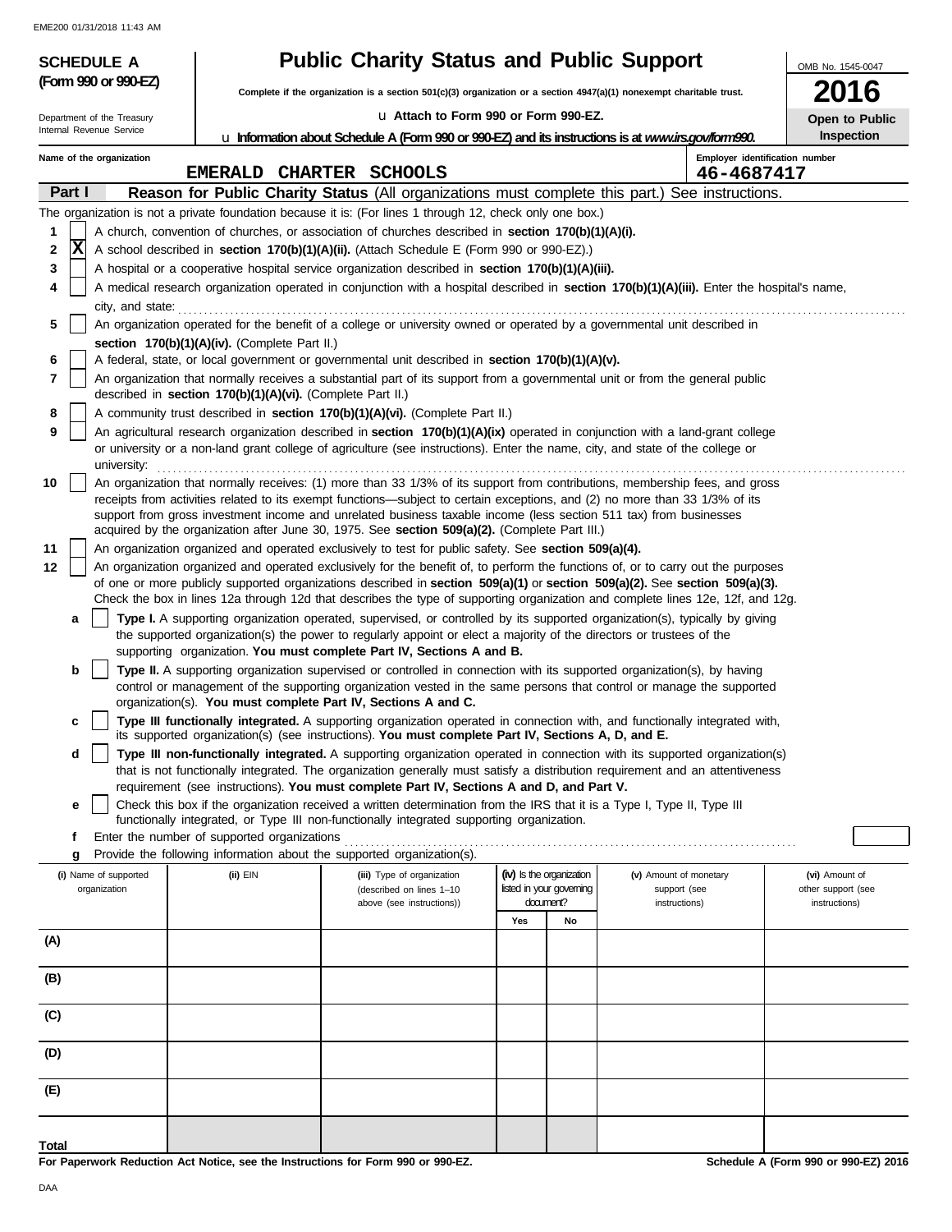EME200 01/31/2018 11:43 AM

**SCHEDULE A**
**(Form 990 or 990-EZ)**

Department of the Treasury
Internal Revenue Service

# Public Charity Status and Public Support

**Complete if the organization is a section 501(c)(3) organization or a section 4947(a)(1) nonexempt charitable trust.**

u **Attach to Form 990 or Form 990-EZ.**

u **Information about Schedule A (Form 990 or 990-EZ) and its instructions is at** ***www.irs.gov/form990.***

OMB No. 1545-0047

**2016**

**Open to Public Inspection**

**Name of the organization**
EMERALD CHARTER SCHOOLS

**Employer identification number**
46-4687417

**Part I** **Reason for Public Charity Status** (All organizations must complete this part.) See instructions.

The organization is not a private foundation because it is: (For lines 1 through 12, check only one box.)

1 [ ] A church, convention of churches, or association of churches described in **section 170(b)(1)(A)(i).**

2 [X] A school described in **section 170(b)(1)(A)(ii).** (Attach Schedule E (Form 990 or 990-EZ).)

3 [ ] A hospital or a cooperative hospital service organization described in **section 170(b)(1)(A)(iii).**

4 [ ] A medical research organization operated in conjunction with a hospital described in **section 170(b)(1)(A)(iii).** Enter the hospital's name, city, and state:

5 [ ] An organization operated for the benefit of a college or university owned or operated by a governmental unit described in **section 170(b)(1)(A)(iv).** (Complete Part II.)

6 [ ] A federal, state, or local government or governmental unit described in **section 170(b)(1)(A)(v).**

7 [ ] An organization that normally receives a substantial part of its support from a governmental unit or from the general public described in **section 170(b)(1)(A)(vi).** (Complete Part II.)

8 [ ] A community trust described in **section 170(b)(1)(A)(vi).** (Complete Part II.)

9 [ ] An agricultural research organization described in **section 170(b)(1)(A)(ix)** operated in conjunction with a land-grant college or university or a non-land grant college of agriculture (see instructions). Enter the name, city, and state of the college or university:

10 [ ] An organization that normally receives: (1) more than 33 1/3% of its support from contributions, membership fees, and gross receipts from activities related to its exempt functions—subject to certain exceptions, and (2) no more than 33 1/3% of its support from gross investment income and unrelated business taxable income (less section 511 tax) from businesses acquired by the organization after June 30, 1975. See **section 509(a)(2).** (Complete Part III.)

11 [ ] An organization organized and operated exclusively to test for public safety. See **section 509(a)(4).**

12 [ ] An organization organized and operated exclusively for the benefit of, to perform the functions of, or to carry out the purposes of one or more publicly supported organizations described in **section 509(a)(1)** or **section 509(a)(2).** See **section 509(a)(3).** Check the box in lines 12a through 12d that describes the type of supporting organization and complete lines 12e, 12f, and 12g.

a [ ] **Type I.** A supporting organization operated, supervised, or controlled by its supported organization(s), typically by giving the supported organization(s) the power to regularly appoint or elect a majority of the directors or trustees of the supporting organization. **You must complete Part IV, Sections A and B.**

b [ ] **Type II.** A supporting organization supervised or controlled in connection with its supported organization(s), by having control or management of the supporting organization vested in the same persons that control or manage the supported organization(s). **You must complete Part IV, Sections A and C.**

c [ ] **Type III functionally integrated.** A supporting organization operated in connection with, and functionally integrated with, its supported organization(s) (see instructions). **You must complete Part IV, Sections A, D, and E.**

d [ ] **Type III non-functionally integrated.** A supporting organization operated in connection with its supported organization(s) that is not functionally integrated. The organization generally must satisfy a distribution requirement and an attentiveness requirement (see instructions). **You must complete Part IV, Sections A and D, and Part V.**

e [ ] Check this box if the organization received a written determination from the IRS that it is a Type I, Type II, Type III functionally integrated, or Type III non-functionally integrated supporting organization.

f Enter the number of supported organizations

g Provide the following information about the supported organization(s).

| (i) Name of supported organization | (ii) EIN | (iii) Type of organization (described on lines 1–10 above (see instructions)) | (iv) Is the organization listed in your governing document? | | (v) Amount of monetary support (see instructions) | (vi) Amount of other support (see instructions) |
|---|---|---|---|---|---|---|
| | | | Yes | No | | |
| (A) | | | | | | |
| (B) | | | | | | |
| (C) | | | | | | |
| (D) | | | | | | |
| (E) | | | | | | |
| **Total** | | | | | | |

**For Paperwork Reduction Act Notice, see the Instructions for Form 990 or 990-EZ.**

**Schedule A (Form 990 or 990-EZ) 2016**

DAA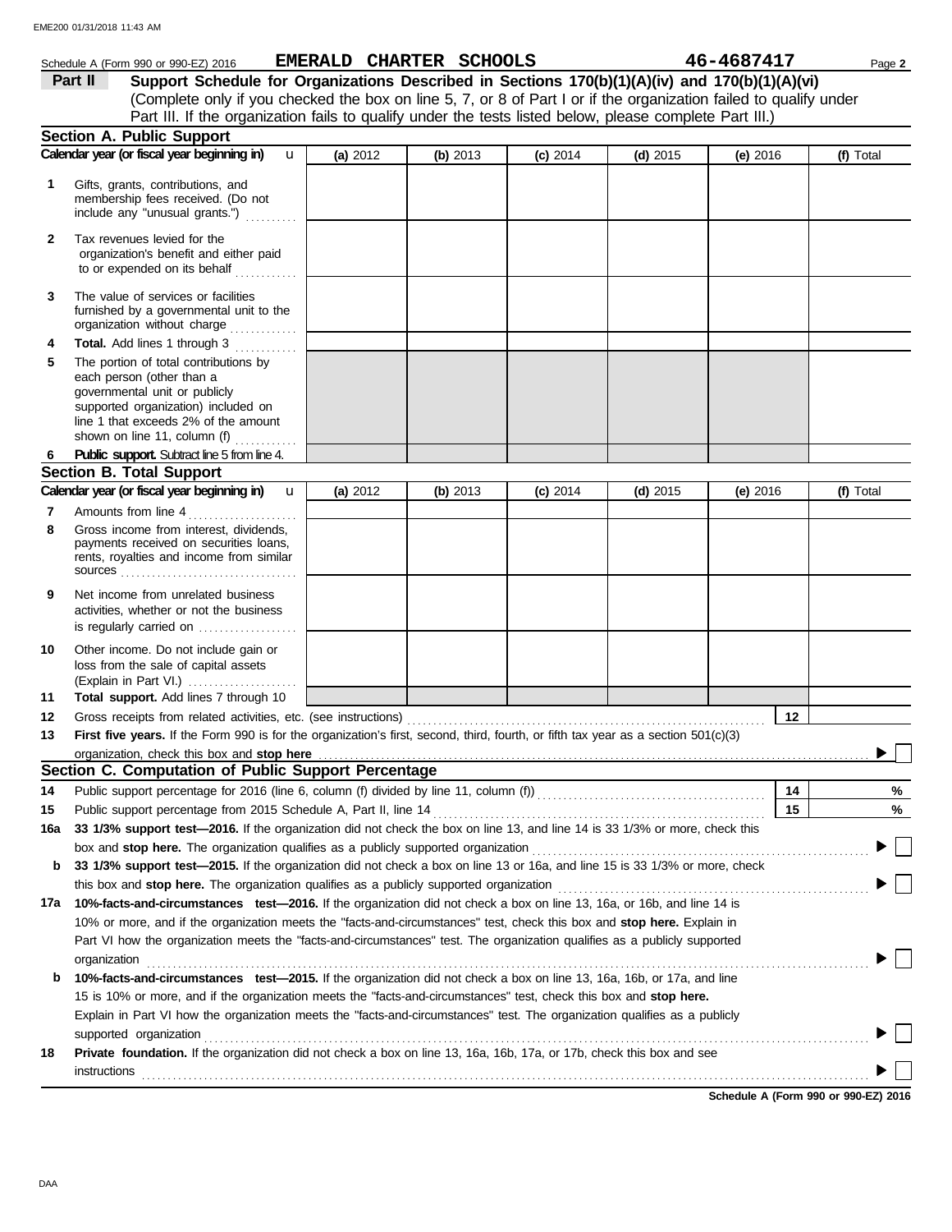Schedule A (Form 990 or 990-EZ) 2016 **EMERALD CHARTER SCHOOLS** **46-4687417** Page **2**

**Part II** **Support Schedule for Organizations Described in Sections 170(b)(1)(A)(iv) and 170(b)(1)(A)(vi)**
(Complete only if you checked the box on line 5, 7, or 8 of Part I or if the organization failed to qualify under Part III. If the organization fails to qualify under the tests listed below, please complete Part III.)

## Section A. Public Support

| Calendar year (or fiscal year beginning in) | (a) 2012 | (b) 2013 | (c) 2014 | (d) 2015 | (e) 2016 | (f) Total |
|---|---|---|---|---|---|---|
| **1** Gifts, grants, contributions, and membership fees received. (Do not include any "unusual grants.") | | | | | | |
| **2** Tax revenues levied for the organization's benefit and either paid to or expended on its behalf | | | | | | |
| **3** The value of services or facilities furnished by a governmental unit to the organization without charge | | | | | | |
| **4** **Total.** Add lines 1 through 3 | | | | | | |
| **5** The portion of total contributions by each person (other than a governmental unit or publicly supported organization) included on line 1 that exceeds 2% of the amount shown on line 11, column (f) | | | | | | |
| **6** **Public support.** Subtract line 5 from line 4. | | | | | | |

## Section B. Total Support

| Calendar year (or fiscal year beginning in) | (a) 2012 | (b) 2013 | (c) 2014 | (d) 2015 | (e) 2016 | (f) Total |
|---|---|---|---|---|---|---|
| **7** Amounts from line 4 | | | | | | |
| **8** Gross income from interest, dividends, payments received on securities loans, rents, royalties and income from similar sources | | | | | | |
| **9** Net income from unrelated business activities, whether or not the business is regularly carried on | | | | | | |
| **10** Other income. Do not include gain or loss from the sale of capital assets (Explain in Part VI.) | | | | | | |
| **11** **Total support.** Add lines 7 through 10 | | | | | | |

**12** Gross receipts from related activities, etc. (see instructions) **12**

**13** **First five years.** If the Form 990 is for the organization's first, second, third, fourth, or fifth tax year as a section 501(c)(3) organization, check this box and **stop here** ▶ ☐

## Section C. Computation of Public Support Percentage

**14** Public support percentage for 2016 (line 6, column (f) divided by line 11, column (f)) **14** %

**15** Public support percentage from 2015 Schedule A, Part II, line 14 **15** %

**16a** **33 1/3% support test—2016.** If the organization did not check the box on line 13, and line 14 is 33 1/3% or more, check this box and **stop here.** The organization qualifies as a publicly supported organization ▶ ☐

**b** **33 1/3% support test—2015.** If the organization did not check a box on line 13 or 16a, and line 15 is 33 1/3% or more, check this box and **stop here.** The organization qualifies as a publicly supported organization ▶ ☐

**17a** **10%-facts-and-circumstances test—2016.** If the organization did not check a box on line 13, 16a, or 16b, and line 14 is 10% or more, and if the organization meets the "facts-and-circumstances" test, check this box and **stop here.** Explain in Part VI how the organization meets the "facts-and-circumstances" test. The organization qualifies as a publicly supported organization ▶ ☐

**b** **10%-facts-and-circumstances test—2015.** If the organization did not check a box on line 13, 16a, 16b, or 17a, and line 15 is 10% or more, and if the organization meets the "facts-and-circumstances" test, check this box and **stop here.** Explain in Part VI how the organization meets the "facts-and-circumstances" test. The organization qualifies as a publicly supported organization ▶ ☐

**18** **Private foundation.** If the organization did not check a box on line 13, 16a, 16b, 17a, or 17b, check this box and see instructions ▶ ☐

**Schedule A (Form 990 or 990-EZ) 2016**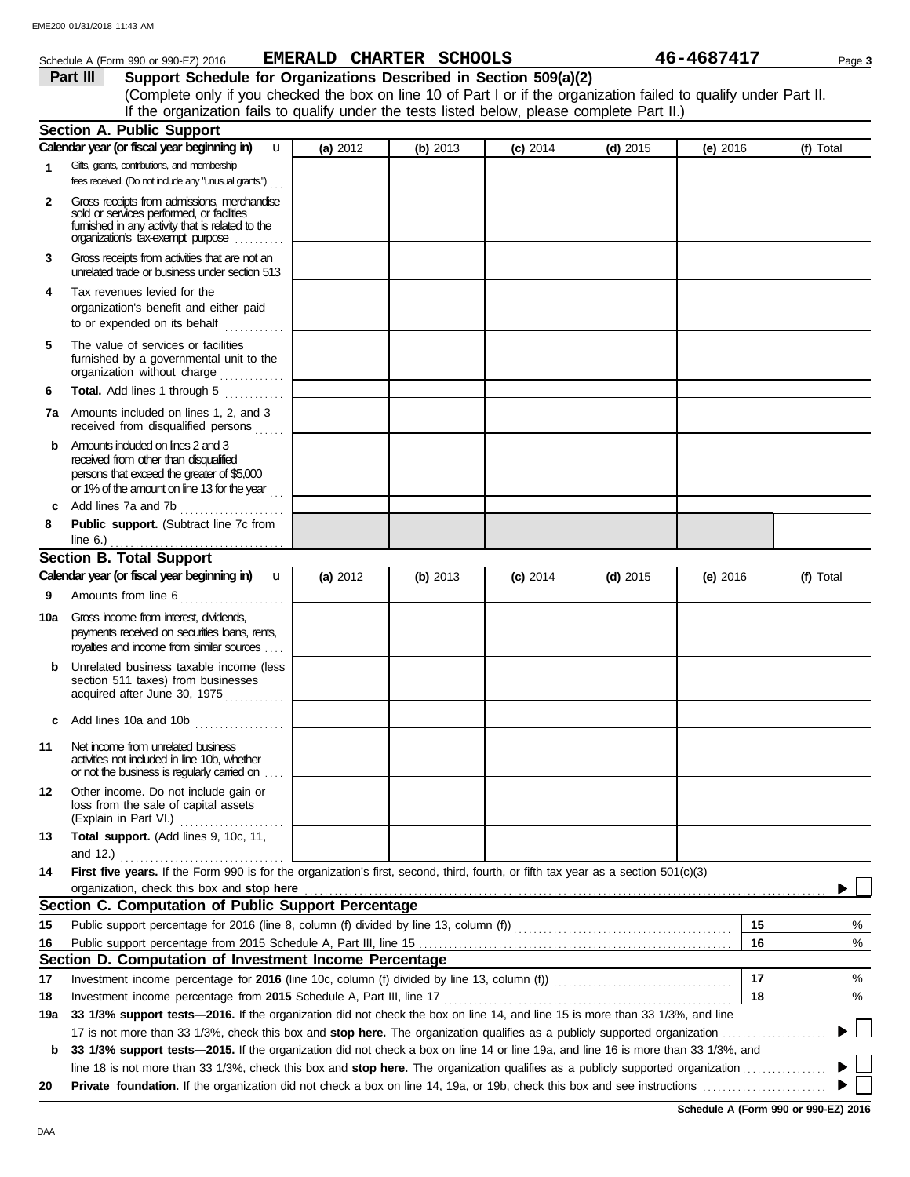Schedule A (Form 990 or 990-EZ) 2016 **EMERALD CHARTER SCHOOLS** **46-4687417** Page **3**

## Part III Support Schedule for Organizations Described in Section 509(a)(2)

(Complete only if you checked the box on line 10 of Part I or if the organization failed to qualify under Part II. If the organization fails to qualify under the tests listed below, please complete Part II.)

### Section A. Public Support

| | Calendar year (or fiscal year beginning in) | (a) 2012 | (b) 2013 | (c) 2014 | (d) 2015 | (e) 2016 | (f) Total |
|---|---|---|---|---|---|---|---|
| 1 | Gifts, grants, contributions, and membership fees received. (Do not include any "unusual grants.") | | | | | | |
| 2 | Gross receipts from admissions, merchandise sold or services performed, or facilities furnished in any activity that is related to the organization's tax-exempt purpose | | | | | | |
| 3 | Gross receipts from activities that are not an unrelated trade or business under section 513 | | | | | | |
| 4 | Tax revenues levied for the organization's benefit and either paid to or expended on its behalf | | | | | | |
| 5 | The value of services or facilities furnished by a governmental unit to the organization without charge | | | | | | |
| 6 | **Total.** Add lines 1 through 5 | | | | | | |
| 7a | Amounts included on lines 1, 2, and 3 received from disqualified persons | | | | | | |
| b | Amounts included on lines 2 and 3 received from other than disqualified persons that exceed the greater of $5,000 or 1% of the amount on line 13 for the year | | | | | | |
| c | Add lines 7a and 7b | | | | | | |
| 8 | **Public support.** (Subtract line 7c from line 6.) | | | | | | |

### Section B. Total Support

| | Calendar year (or fiscal year beginning in) | (a) 2012 | (b) 2013 | (c) 2014 | (d) 2015 | (e) 2016 | (f) Total |
|---|---|---|---|---|---|---|---|
| 9 | Amounts from line 6 | | | | | | |
| 10a | Gross income from interest, dividends, payments received on securities loans, rents, royalties and income from similar sources | | | | | | |
| b | Unrelated business taxable income (less section 511 taxes) from businesses acquired after June 30, 1975 | | | | | | |
| c | Add lines 10a and 10b | | | | | | |
| 11 | Net income from unrelated business activities not included in line 10b, whether or not the business is regularly carried on | | | | | | |
| 12 | Other income. Do not include gain or loss from the sale of capital assets (Explain in Part VI.) | | | | | | |
| 13 | **Total support.** (Add lines 9, 10c, 11, and 12.) | | | | | | |

**14** **First five years.** If the Form 990 is for the organization's first, second, third, fourth, or fifth tax year as a section 501(c)(3) organization, check this box and **stop here** ▶ ☐

### Section C. Computation of Public Support Percentage

| | | | |
|---|---|---|---|
| 15 | Public support percentage for 2016 (line 8, column (f) divided by line 13, column (f)) | 15 | % |
| 16 | Public support percentage from 2015 Schedule A, Part III, line 15 | 16 | % |

### Section D. Computation of Investment Income Percentage

| | | | |
|---|---|---|---|
| 17 | Investment income percentage for **2016** (line 10c, column (f) divided by line 13, column (f)) | 17 | % |
| 18 | Investment income percentage from **2015** Schedule A, Part III, line 17 | 18 | % |

**19a** **33 1/3% support tests—2016.** If the organization did not check the box on line 14, and line 15 is more than 33 1/3%, and line 17 is not more than 33 1/3%, check this box and **stop here.** The organization qualifies as a publicly supported organization ▶ ☐

**b** **33 1/3% support tests—2015.** If the organization did not check a box on line 14 or line 19a, and line 16 is more than 33 1/3%, and line 18 is not more than 33 1/3%, check this box and **stop here.** The organization qualifies as a publicly supported organization ▶ ☐

**20** **Private foundation.** If the organization did not check a box on line 14, 19a, or 19b, check this box and see instructions ▶ ☐

**Schedule A (Form 990 or 990-EZ) 2016**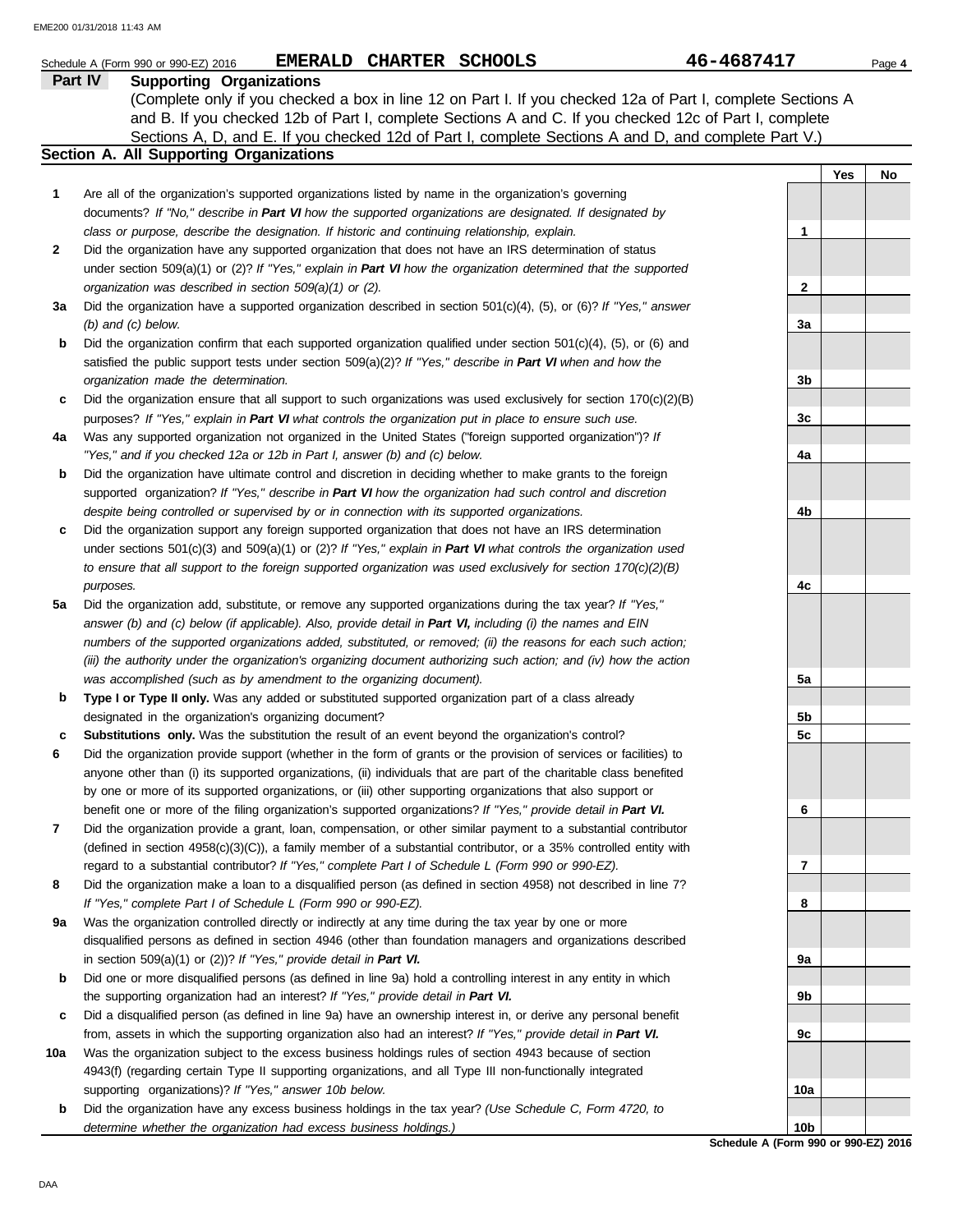Schedule A (Form 990 or 990-EZ) 2016 **EMERALD CHARTER SCHOOLS** **46-4687417** Page **4**

## Part IV Supporting Organizations

(Complete only if you checked a box in line 12 on Part I. If you checked 12a of Part I, complete Sections A and B. If you checked 12b of Part I, complete Sections A and C. If you checked 12c of Part I, complete Sections A, D, and E. If you checked 12d of Part I, complete Sections A and D, and complete Part V.)

### Section A. All Supporting Organizations

| | | | Yes | No |
|---|---|---|---|---|
| **1** | Are all of the organization's supported organizations listed by name in the organization's governing documents? *If "No," describe in **Part VI** how the supported organizations are designated. If designated by class or purpose, describe the designation. If historic and continuing relationship, explain.* | 1 | | |
| **2** | Did the organization have any supported organization that does not have an IRS determination of status under section 509(a)(1) or (2)? *If "Yes," explain in **Part VI** how the organization determined that the supported organization was described in section 509(a)(1) or (2).* | 2 | | |
| **3a** | Did the organization have a supported organization described in section 501(c)(4), (5), or (6)? *If "Yes," answer (b) and (c) below.* | 3a | | |
| **b** | Did the organization confirm that each supported organization qualified under section 501(c)(4), (5), or (6) and satisfied the public support tests under section 509(a)(2)? *If "Yes," describe in **Part VI** when and how the organization made the determination.* | 3b | | |
| **c** | Did the organization ensure that all support to such organizations was used exclusively for section 170(c)(2)(B) purposes? *If "Yes," explain in **Part VI** what controls the organization put in place to ensure such use.* | 3c | | |
| **4a** | Was any supported organization not organized in the United States ("foreign supported organization")? *If "Yes," and if you checked 12a or 12b in Part I, answer (b) and (c) below.* | 4a | | |
| **b** | Did the organization have ultimate control and discretion in deciding whether to make grants to the foreign supported organization? *If "Yes," describe in **Part VI** how the organization had such control and discretion despite being controlled or supervised by or in connection with its supported organizations.* | 4b | | |
| **c** | Did the organization support any foreign supported organization that does not have an IRS determination under sections 501(c)(3) and 509(a)(1) or (2)? *If "Yes," explain in **Part VI** what controls the organization used to ensure that all support to the foreign supported organization was used exclusively for section 170(c)(2)(B) purposes.* | 4c | | |
| **5a** | Did the organization add, substitute, or remove any supported organizations during the tax year? *If "Yes," answer (b) and (c) below (if applicable). Also, provide detail in **Part VI,** including (i) the names and EIN numbers of the supported organizations added, substituted, or removed; (ii) the reasons for each such action; (iii) the authority under the organization's organizing document authorizing such action; and (iv) how the action was accomplished (such as by amendment to the organizing document).* | 5a | | |
| **b** | **Type I or Type II only.** Was any added or substituted supported organization part of a class already designated in the organization's organizing document? | 5b | | |
| **c** | **Substitutions only.** Was the substitution the result of an event beyond the organization's control? | 5c | | |
| **6** | Did the organization provide support (whether in the form of grants or the provision of services or facilities) to anyone other than (i) its supported organizations, (ii) individuals that are part of the charitable class benefited by one or more of its supported organizations, or (iii) other supporting organizations that also support or benefit one or more of the filing organization's supported organizations? *If "Yes," provide detail in **Part VI.*** | 6 | | |
| **7** | Did the organization provide a grant, loan, compensation, or other similar payment to a substantial contributor (defined in section 4958(c)(3)(C)), a family member of a substantial contributor, or a 35% controlled entity with regard to a substantial contributor? *If "Yes," complete Part I of Schedule L (Form 990 or 990-EZ).* | 7 | | |
| **8** | Did the organization make a loan to a disqualified person (as defined in section 4958) not described in line 7? *If "Yes," complete Part I of Schedule L (Form 990 or 990-EZ).* | 8 | | |
| **9a** | Was the organization controlled directly or indirectly at any time during the tax year by one or more disqualified persons as defined in section 4946 (other than foundation managers and organizations described in section 509(a)(1) or (2))? *If "Yes," provide detail in **Part VI.*** | 9a | | |
| **b** | Did one or more disqualified persons (as defined in line 9a) hold a controlling interest in any entity in which the supporting organization had an interest? *If "Yes," provide detail in **Part VI.*** | 9b | | |
| **c** | Did a disqualified person (as defined in line 9a) have an ownership interest in, or derive any personal benefit from, assets in which the supporting organization also had an interest? *If "Yes," provide detail in **Part VI.*** | 9c | | |
| **10a** | Was the organization subject to the excess business holdings rules of section 4943 because of section 4943(f) (regarding certain Type II supporting organizations, and all Type III non-functionally integrated supporting organizations)? *If "Yes," answer 10b below.* | 10a | | |
| **b** | Did the organization have any excess business holdings in the tax year? *(Use Schedule C, Form 4720, to determine whether the organization had excess business holdings.)* | 10b | | |

**Schedule A (Form 990 or 990-EZ) 2016**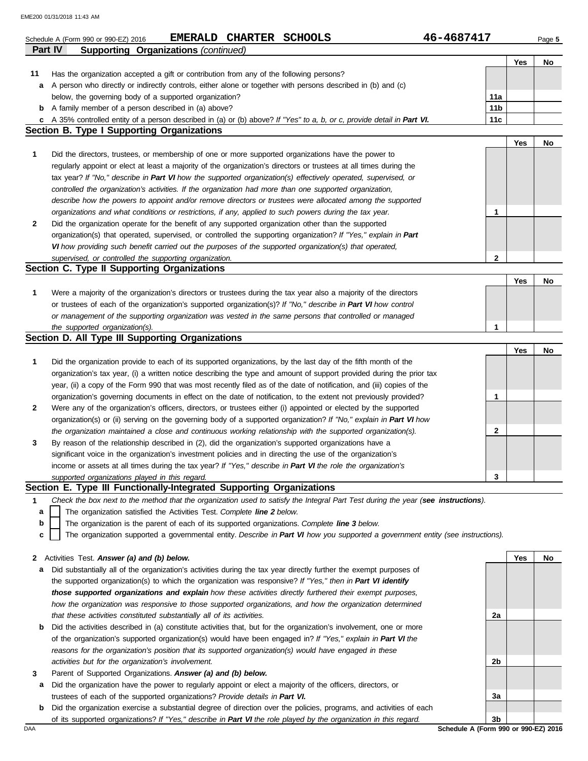Schedule A (Form 990 or 990-EZ) 2016 **EMERALD CHARTER SCHOOLS** 46-4687417

**Part IV Supporting Organizations** *(continued)*

| | | | Yes | No |
|---|---|---|---|---|
| **11** | Has the organization accepted a gift or contribution from any of the following persons? | | | |
| **a** | A person who directly or indirectly controls, either alone or together with persons described in (b) and (c) below, the governing body of a supported organization? | **11a** | | |
| **b** | A family member of a person described in (a) above? | **11b** | | |
| **c** | A 35% controlled entity of a person described in (a) or (b) above? *If "Yes" to a, b, or c, provide detail in* ***Part VI.*** | **11c** | | |

### Section B. Type I Supporting Organizations

| | | | Yes | No |
|---|---|---|---|---|
| **1** | Did the directors, trustees, or membership of one or more supported organizations have the power to regularly appoint or elect at least a majority of the organization's directors or trustees at all times during the tax year? *If "No," describe in* ***Part VI*** *how the supported organization(s) effectively operated, supervised, or controlled the organization's activities. If the organization had more than one supported organization, describe how the powers to appoint and/or remove directors or trustees were allocated among the supported organizations and what conditions or restrictions, if any, applied to such powers during the tax year.* | **1** | | |
| **2** | Did the organization operate for the benefit of any supported organization other than the supported organization(s) that operated, supervised, or controlled the supporting organization? *If "Yes," explain in* ***Part VI*** *how providing such benefit carried out the purposes of the supported organization(s) that operated, supervised, or controlled the supporting organization.* | **2** | | |

### Section C. Type II Supporting Organizations

| | | | Yes | No |
|---|---|---|---|---|
| **1** | Were a majority of the organization's directors or trustees during the tax year also a majority of the directors or trustees of each of the organization's supported organization(s)? *If "No," describe in* ***Part VI*** *how control or management of the supporting organization was vested in the same persons that controlled or managed the supported organization(s).* | **1** | | |

### Section D. All Type III Supporting Organizations

| | | | Yes | No |
|---|---|---|---|---|
| **1** | Did the organization provide to each of its supported organizations, by the last day of the fifth month of the organization's tax year, (i) a written notice describing the type and amount of support provided during the prior tax year, (ii) a copy of the Form 990 that was most recently filed as of the date of notification, and (iii) copies of the organization's governing documents in effect on the date of notification, to the extent not previously provided? | **1** | | |
| **2** | Were any of the organization's officers, directors, or trustees either (i) appointed or elected by the supported organization(s) or (ii) serving on the governing body of a supported organization? *If "No," explain in* ***Part VI*** *how the organization maintained a close and continuous working relationship with the supported organization(s).* | **2** | | |
| **3** | By reason of the relationship described in (2), did the organization's supported organizations have a significant voice in the organization's investment policies and in directing the use of the organization's income or assets at all times during the tax year? *If "Yes," describe in* ***Part VI*** *the role the organization's supported organizations played in this regard.* | **3** | | |

### Section E. Type III Functionally-Integrated Supporting Organizations

**1** *Check the box next to the method that the organization used to satisfy the Integral Part Test during the year (**see instructions**).*

- **a** ☐ The organization satisfied the Activities Test. *Complete **line 2** below.*
- **b** ☐ The organization is the parent of each of its supported organizations. *Complete **line 3** below.*
- **c** ☐ The organization supported a governmental entity. *Describe in **Part VI** how you supported a government entity (see instructions).*

| | | | Yes | No |
|---|---|---|---|---|
| **2** | Activities Test. ***Answer (a) and (b) below.*** | | | |
| **a** | Did substantially all of the organization's activities during the tax year directly further the exempt purposes of the supported organization(s) to which the organization was responsive? *If "Yes," then in* ***Part VI identify those supported organizations and explain*** *how these activities directly furthered their exempt purposes, how the organization was responsive to those supported organizations, and how the organization determined that these activities constituted substantially all of its activities.* | **2a** | | |
| **b** | Did the activities described in (a) constitute activities that, but for the organization's involvement, one or more of the organization's supported organization(s) would have been engaged in? *If "Yes," explain in* ***Part VI*** *the reasons for the organization's position that its supported organization(s) would have engaged in these activities but for the organization's involvement.* | **2b** | | |
| **3** | Parent of Supported Organizations. ***Answer (a) and (b) below.*** | | | |
| **a** | Did the organization have the power to regularly appoint or elect a majority of the officers, directors, or trustees of each of the supported organizations? *Provide details in* ***Part VI.*** | **3a** | | |
| **b** | Did the organization exercise a substantial degree of direction over the policies, programs, and activities of each of its supported organizations? *If "Yes," describe in* ***Part VI*** *the role played by the organization in this regard.* | **3b** | | |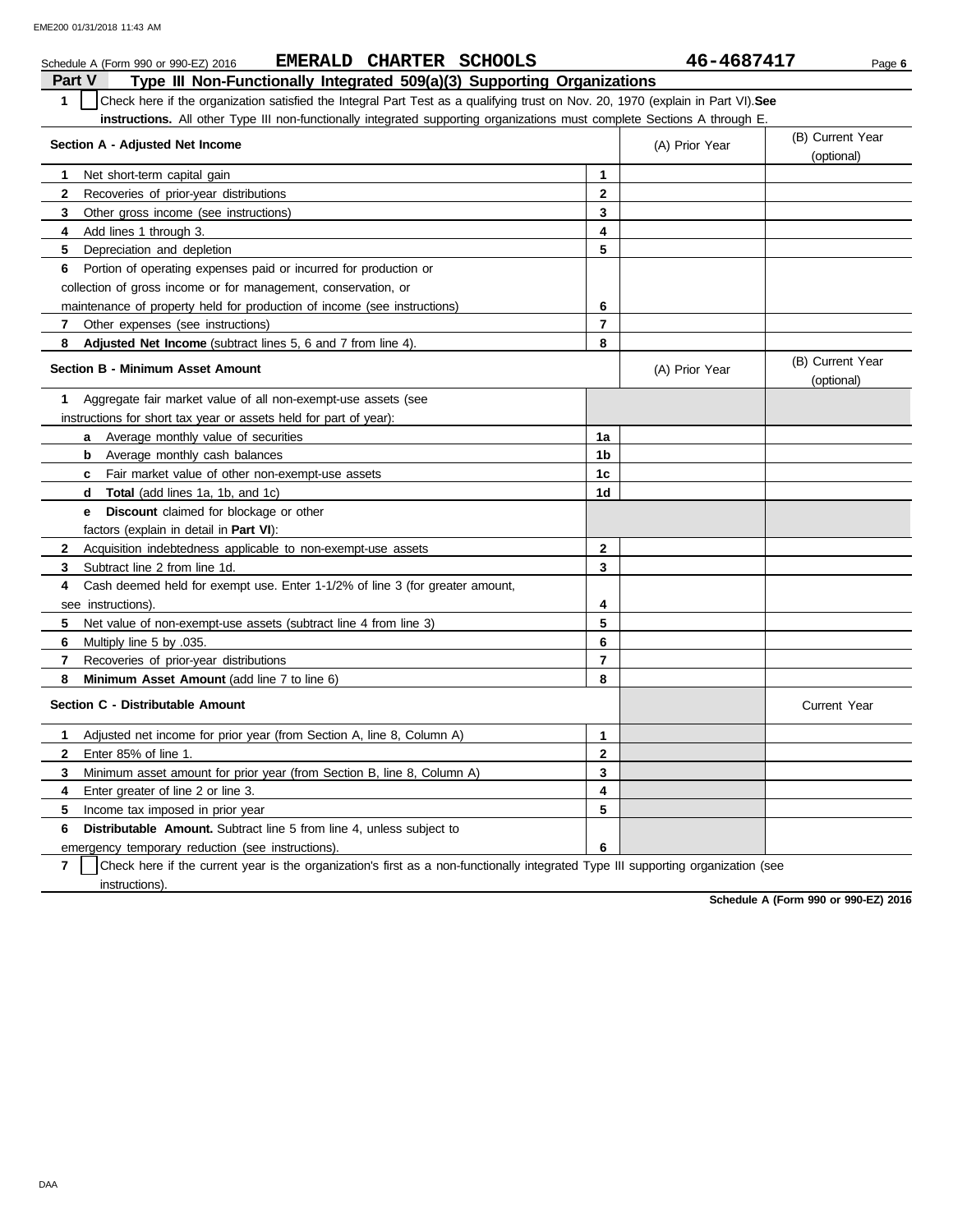Schedule A (Form 990 or 990-EZ) 2016 **EMERALD CHARTER SCHOOLS** **46-4687417**

## Part V Type III Non-Functionally Integrated 509(a)(3) Supporting Organizations

**1** ☐ Check here if the organization satisfied the Integral Part Test as a qualifying trust on Nov. 20, 1970 (explain in Part VI). **See instructions.** All other Type III non-functionally integrated supporting organizations must complete Sections A through E.

| **Section A - Adjusted Net Income** | | (A) Prior Year | (B) Current Year (optional) |
|---|---|---|---|
| **1** Net short-term capital gain | **1** | | |
| **2** Recoveries of prior-year distributions | **2** | | |
| **3** Other gross income (see instructions) | **3** | | |
| **4** Add lines 1 through 3. | **4** | | |
| **5** Depreciation and depletion | **5** | | |
| **6** Portion of operating expenses paid or incurred for production or collection of gross income or for management, conservation, or maintenance of property held for production of income (see instructions) | **6** | | |
| **7** Other expenses (see instructions) | **7** | | |
| **8** **Adjusted Net Income** (subtract lines 5, 6 and 7 from line 4). | **8** | | |

| **Section B - Minimum Asset Amount** | | (A) Prior Year | (B) Current Year (optional) |
|---|---|---|---|
| **1** Aggregate fair market value of all non-exempt-use assets (see instructions for short tax year or assets held for part of year): | | | |
| **a** Average monthly value of securities | **1a** | | |
| **b** Average monthly cash balances | **1b** | | |
| **c** Fair market value of other non-exempt-use assets | **1c** | | |
| **d** **Total** (add lines 1a, 1b, and 1c) | **1d** | | |
| **e** **Discount** claimed for blockage or other factors (explain in detail in **Part VI**): | | | |
| **2** Acquisition indebtedness applicable to non-exempt-use assets | **2** | | |
| **3** Subtract line 2 from line 1d. | **3** | | |
| **4** Cash deemed held for exempt use. Enter 1-1/2% of line 3 (for greater amount, see instructions). | **4** | | |
| **5** Net value of non-exempt-use assets (subtract line 4 from line 3) | **5** | | |
| **6** Multiply line 5 by .035. | **6** | | |
| **7** Recoveries of prior-year distributions | **7** | | |
| **8** **Minimum Asset Amount** (add line 7 to line 6) | **8** | | |

| **Section C - Distributable Amount** | | | Current Year |
|---|---|---|---|
| **1** Adjusted net income for prior year (from Section A, line 8, Column A) | **1** | | |
| **2** Enter 85% of line 1. | **2** | | |
| **3** Minimum asset amount for prior year (from Section B, line 8, Column A) | **3** | | |
| **4** Enter greater of line 2 or line 3. | **4** | | |
| **5** Income tax imposed in prior year | **5** | | |
| **6** **Distributable Amount.** Subtract line 5 from line 4, unless subject to emergency temporary reduction (see instructions). | **6** | | |

**7** ☐ Check here if the current year is the organization's first as a non-functionally integrated Type III supporting organization (see instructions).

**Schedule A (Form 990 or 990-EZ) 2016**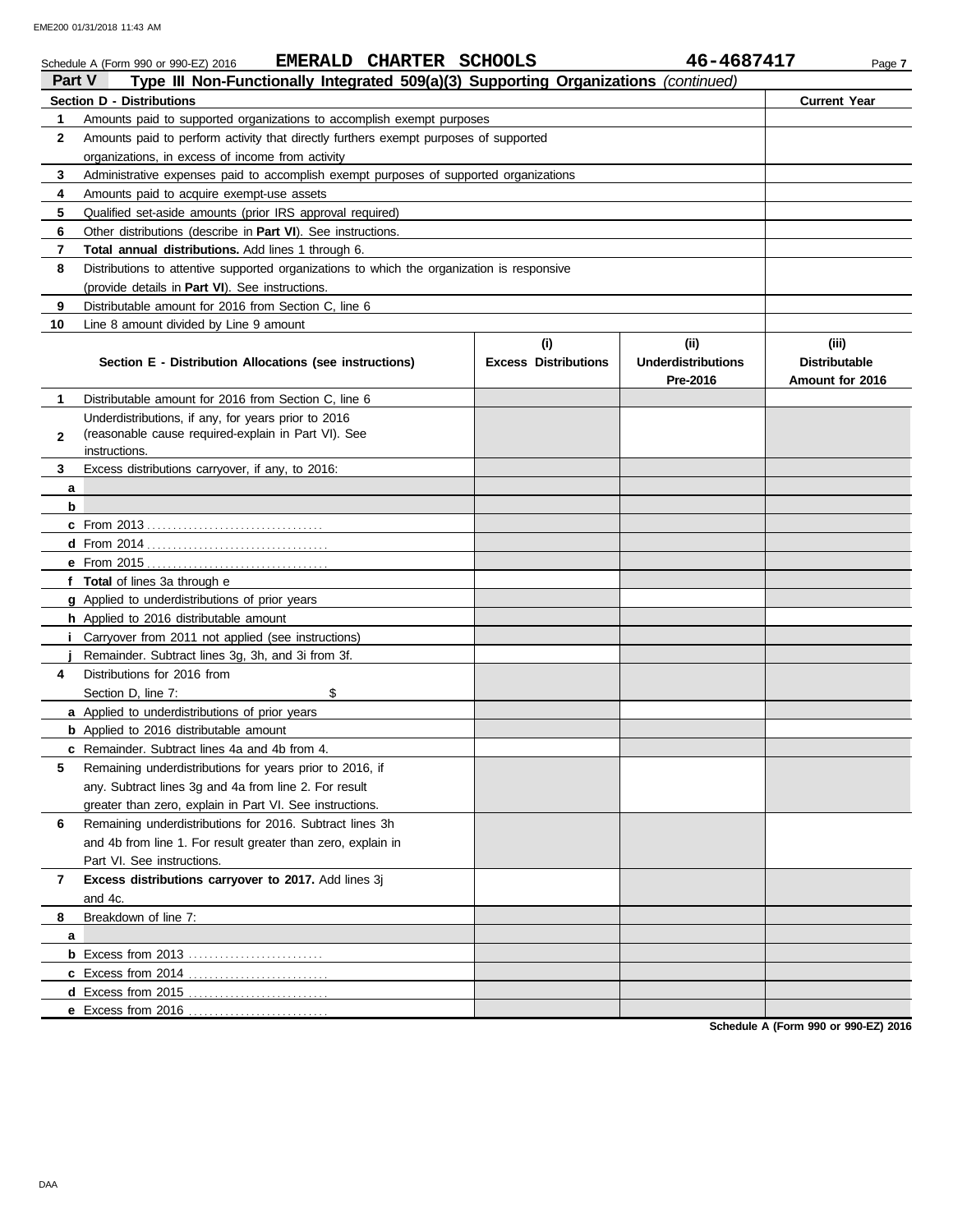Schedule A (Form 990 or 990-EZ) 2016 **EMERALD CHARTER SCHOOLS** **46-4687417**

## Part V Type III Non-Functionally Integrated 509(a)(3) Supporting Organizations *(continued)*

| **Section D - Distributions** | | **Current Year** |
|---|---|---|
| 1 | Amounts paid to supported organizations to accomplish exempt purposes | |
| 2 | Amounts paid to perform activity that directly furthers exempt purposes of supported organizations, in excess of income from activity | |
| 3 | Administrative expenses paid to accomplish exempt purposes of supported organizations | |
| 4 | Amounts paid to acquire exempt-use assets | |
| 5 | Qualified set-aside amounts (prior IRS approval required) | |
| 6 | Other distributions (describe in **Part VI**). See instructions. | |
| 7 | **Total annual distributions.** Add lines 1 through 6. | |
| 8 | Distributions to attentive supported organizations to which the organization is responsive (provide details in **Part VI**). See instructions. | |
| 9 | Distributable amount for 2016 from Section C, line 6 | |
| 10 | Line 8 amount divided by Line 9 amount | |

| | **Section E - Distribution Allocations (see instructions)** | **(i) Excess Distributions** | **(ii) Underdistributions Pre-2016** | **(iii) Distributable Amount for 2016** |
|---|---|---|---|---|
| 1 | Distributable amount for 2016 from Section C, line 6 | | | |
| 2 | Underdistributions, if any, for years prior to 2016 (reasonable cause required-explain in Part VI). See instructions. | | | |
| 3 | Excess distributions carryover, if any, to 2016: | | | |
| a | | | | |
| b | | | | |
| c | From 2013 | | | |
| d | From 2014 | | | |
| e | From 2015 | | | |
| f | **Total** of lines 3a through e | | | |
| g | Applied to underdistributions of prior years | | | |
| h | Applied to 2016 distributable amount | | | |
| i | Carryover from 2011 not applied (see instructions) | | | |
| j | Remainder. Subtract lines 3g, 3h, and 3i from 3f. | | | |
| 4 | Distributions for 2016 from Section D, line 7: $ | | | |
| a | Applied to underdistributions of prior years | | | |
| b | Applied to 2016 distributable amount | | | |
| c | Remainder. Subtract lines 4a and 4b from 4. | | | |
| 5 | Remaining underdistributions for years prior to 2016, if any. Subtract lines 3g and 4a from line 2. For result greater than zero, explain in Part VI. See instructions. | | | |
| 6 | Remaining underdistributions for 2016. Subtract lines 3h and 4b from line 1. For result greater than zero, explain in Part VI. See instructions. | | | |
| 7 | **Excess distributions carryover to 2017.** Add lines 3j and 4c. | | | |
| 8 | Breakdown of line 7: | | | |
| a | | | | |
| b | Excess from 2013 | | | |
| c | Excess from 2014 | | | |
| d | Excess from 2015 | | | |
| e | Excess from 2016 | | | |

**Schedule A (Form 990 or 990-EZ) 2016**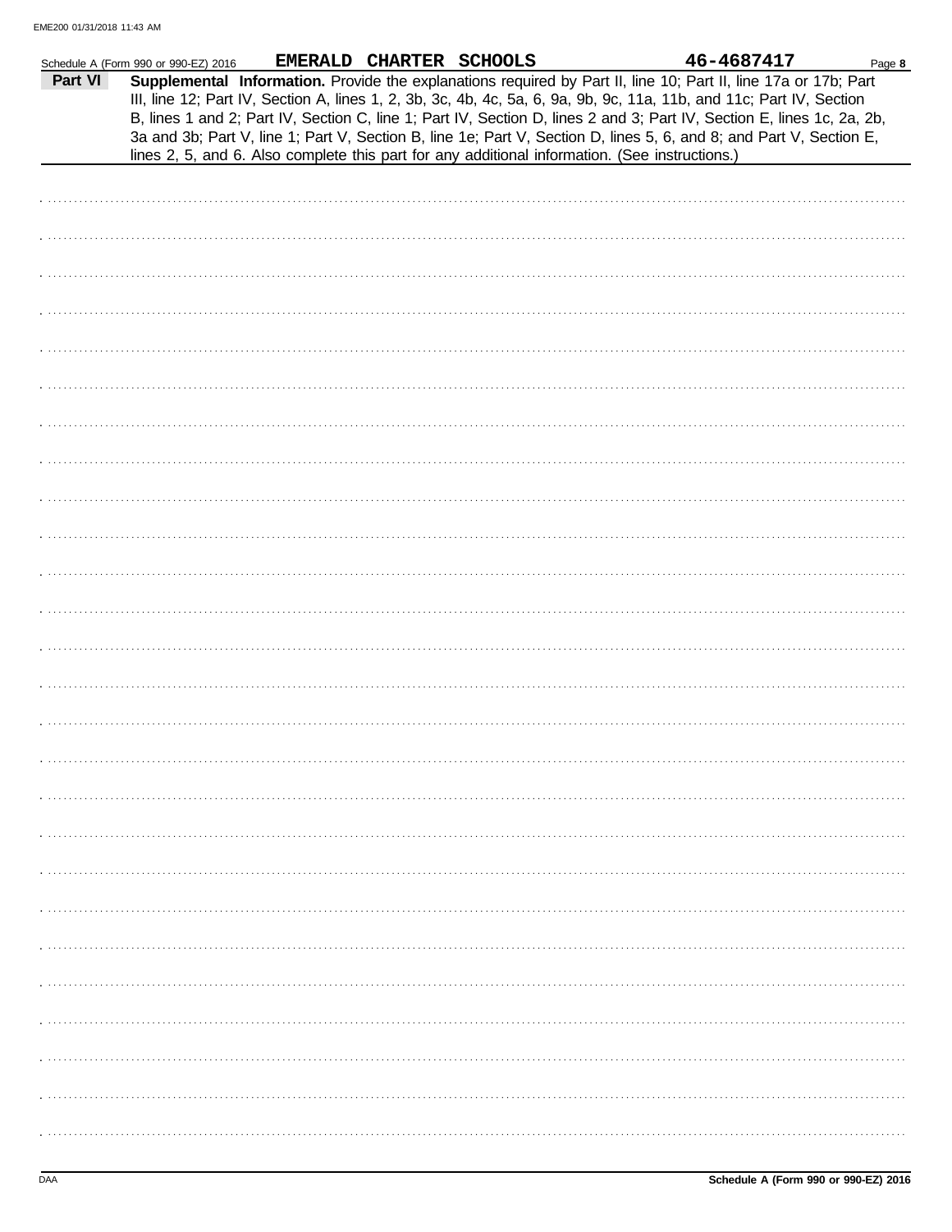Schedule A (Form 990 or 990-EZ) 2016 **EMERALD CHARTER SCHOOLS** **46-4687417** Page **8**

**Part VI** **Supplemental Information.** Provide the explanations required by Part II, line 10; Part II, line 17a or 17b; Part III, line 12; Part IV, Section A, lines 1, 2, 3b, 3c, 4b, 4c, 5a, 6, 9a, 9b, 9c, 11a, 11b, and 11c; Part IV, Section B, lines 1 and 2; Part IV, Section C, line 1; Part IV, Section D, lines 2 and 3; Part IV, Section E, lines 1c, 2a, 2b, 3a and 3b; Part V, line 1; Part V, Section B, line 1e; Part V, Section D, lines 5, 6, and 8; and Part V, Section E, lines 2, 5, and 6. Also complete this part for any additional information. (See instructions.)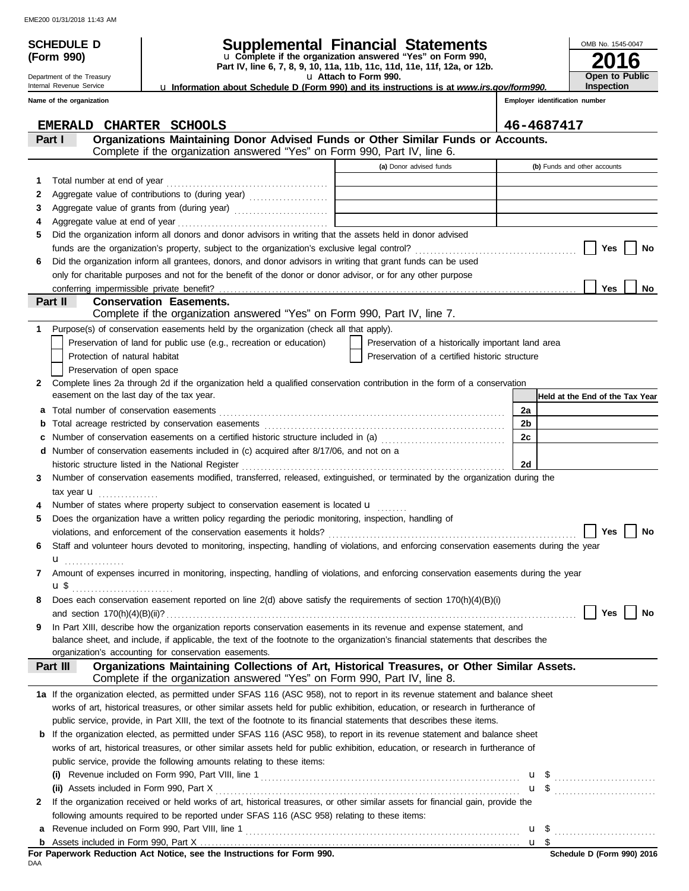EME200 01/31/2018 11:43 AM

**SCHEDULE D (Form 990)**

Department of the Treasury
Internal Revenue Service

# Supplemental Financial Statements

u **Complete if the organization answered "Yes" on Form 990, Part IV, line 6, 7, 8, 9, 10, 11a, 11b, 11c, 11d, 11e, 11f, 12a, or 12b.**
u **Attach to Form 990.**
u **Information about Schedule D (Form 990) and its instructions is at *www.irs.gov/form990.***

OMB No. 1545-0047

**2016**

**Open to Public Inspection**

**Name of the organization**
EMERALD CHARTER SCHOOLS

**Employer identification number**
46-4687417

## Part I Organizations Maintaining Donor Advised Funds or Other Similar Funds or Accounts.
Complete if the organization answered "Yes" on Form 990, Part IV, line 6.

| | | (a) Donor advised funds | (b) Funds and other accounts |
|---|---|---|---|
| 1 | Total number at end of year | | |
| 2 | Aggregate value of contributions to (during year) | | |
| 3 | Aggregate value of grants from (during year) | | |
| 4 | Aggregate value at end of year | | |

5 Did the organization inform all donors and donor advisors in writing that the assets held in donor advised funds are the organization's property, subject to the organization's exclusive legal control? ☐ Yes ☐ No

6 Did the organization inform all grantees, donors, and donor advisors in writing that grant funds can be used only for charitable purposes and not for the benefit of the donor or donor advisor, or for any other purpose conferring impermissible private benefit? ☐ Yes ☐ No

## Part II Conservation Easements.
Complete if the organization answered "Yes" on Form 990, Part IV, line 7.

1 Purpose(s) of conservation easements held by the organization (check all that apply).

- ☐ Preservation of land for public use (e.g., recreation or education)
- ☐ Protection of natural habitat
- ☐ Preservation of open space
- ☐ Preservation of a historically important land area
- ☐ Preservation of a certified historic structure

2 Complete lines 2a through 2d if the organization held a qualified conservation contribution in the form of a conservation easement on the last day of the tax year.

| | | | Held at the End of the Tax Year |
|---|---|---|---|
| a | Total number of conservation easements | 2a | |
| b | Total acreage restricted by conservation easements | 2b | |
| c | Number of conservation easements on a certified historic structure included in (a) | 2c | |
| d | Number of conservation easements included in (c) acquired after 8/17/06, and not on a historic structure listed in the National Register | 2d | |

3 Number of conservation easements modified, transferred, released, extinguished, or terminated by the organization during the tax year u ................

4 Number of states where property subject to conservation easement is located u ........

5 Does the organization have a written policy regarding the periodic monitoring, inspection, handling of violations, and enforcement of the conservation easements it holds? ☐ Yes ☐ No

6 Staff and volunteer hours devoted to monitoring, inspecting, handling of violations, and enforcing conservation easements during the year u ................

7 Amount of expenses incurred in monitoring, inspecting, handling of violations, and enforcing conservation easements during the year u $ ..........................

8 Does each conservation easement reported on line 2(d) above satisfy the requirements of section 170(h)(4)(B)(i) and section 170(h)(4)(B)(ii)? ☐ Yes ☐ No

9 In Part XIII, describe how the organization reports conservation easements in its revenue and expense statement, and balance sheet, and include, if applicable, the text of the footnote to the organization's financial statements that describes the organization's accounting for conservation easements.

## Part III Organizations Maintaining Collections of Art, Historical Treasures, or Other Similar Assets.
Complete if the organization answered "Yes" on Form 990, Part IV, line 8.

1a If the organization elected, as permitted under SFAS 116 (ASC 958), not to report in its revenue statement and balance sheet works of art, historical treasures, or other similar assets held for public exhibition, education, or research in furtherance of public service, provide, in Part XIII, the text of the footnote to its financial statements that describes these items.

b If the organization elected, as permitted under SFAS 116 (ASC 958), to report in its revenue statement and balance sheet works of art, historical treasures, or other similar assets held for public exhibition, education, or research in furtherance of public service, provide the following amounts relating to these items:

(i) Revenue included on Form 990, Part VIII, line 1 u $ ..........................

(ii) Assets included in Form 990, Part X u $ ..........................

2 If the organization received or held works of art, historical treasures, or other similar assets for financial gain, provide the following amounts required to be reported under SFAS 116 (ASC 958) relating to these items:

a Revenue included on Form 990, Part VIII, line 1 u $ ..........................

b Assets included in Form 990, Part X u $

**For Paperwork Reduction Act Notice, see the Instructions for Form 990.**

DAA

**Schedule D (Form 990) 2016**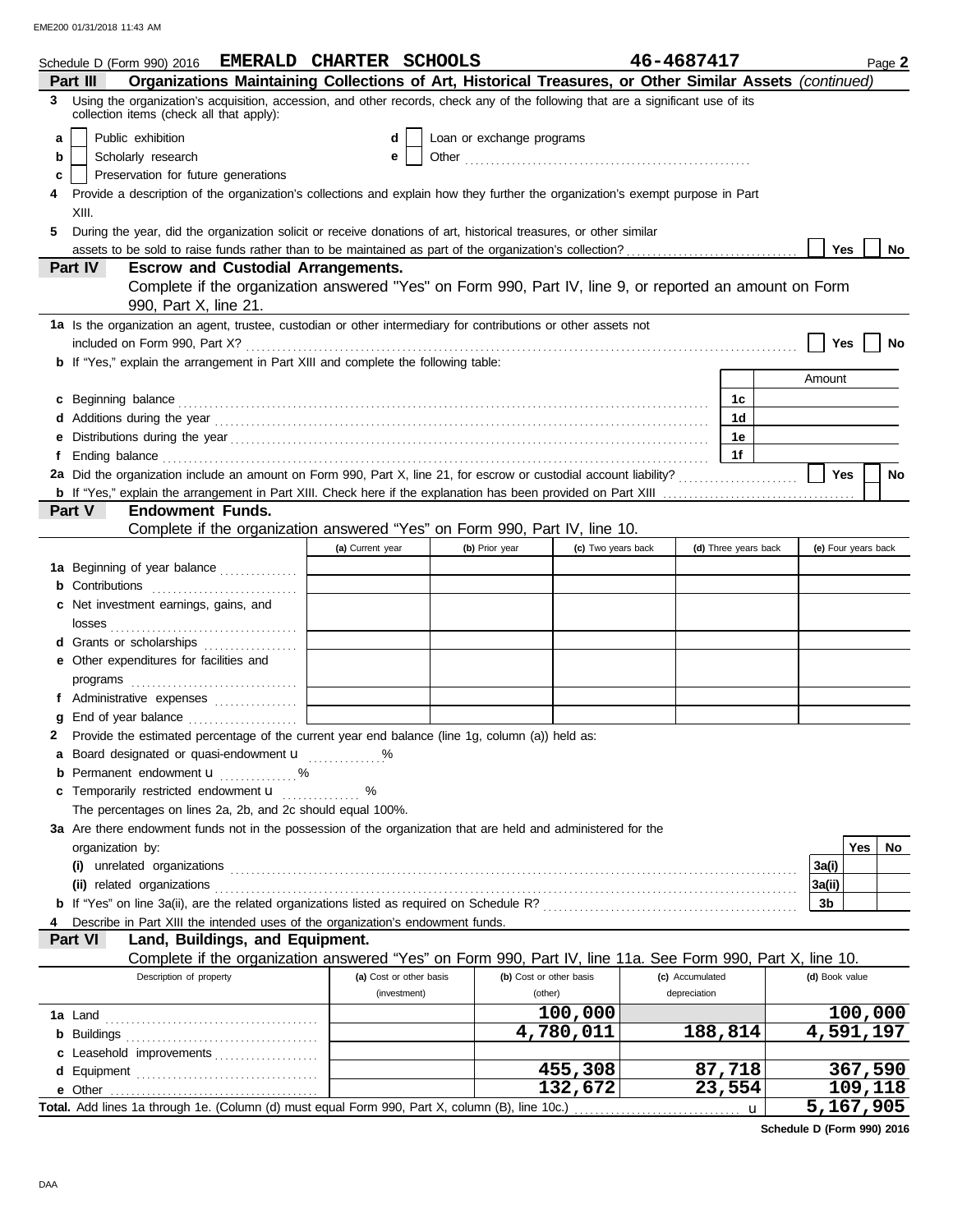Schedule D (Form 990) 2016 **EMERALD CHARTER SCHOOLS** **46-4687417** Page **2**

## Part III Organizations Maintaining Collections of Art, Historical Treasures, or Other Similar Assets *(continued)*

**3** Using the organization's acquisition, accession, and other records, check any of the following that are a significant use of its collection items (check all that apply):

- **a** ☐ Public exhibition
- **b** ☐ Scholarly research
- **c** ☐ Preservation for future generations
- **d** ☐ Loan or exchange programs
- **e** ☐ Other

**4** Provide a description of the organization's collections and explain how they further the organization's exempt purpose in Part XIII.

**5** During the year, did the organization solicit or receive donations of art, historical treasures, or other similar assets to be sold to raise funds rather than to be maintained as part of the organization's collection? ☐ Yes ☐ No

## Part IV Escrow and Custodial Arrangements.

Complete if the organization answered "Yes" on Form 990, Part IV, line 9, or reported an amount on Form 990, Part X, line 21.

**1a** Is the organization an agent, trustee, custodian or other intermediary for contributions or other assets not included on Form 990, Part X? ☐ Yes ☐ No

**b** If "Yes," explain the arrangement in Part XIII and complete the following table:

| | | Amount |
|---|---|---|
| **c** Beginning balance | 1c | |
| **d** Additions during the year | 1d | |
| **e** Distributions during the year | 1e | |
| **f** Ending balance | 1f | |

**2a** Did the organization include an amount on Form 990, Part X, line 21, for escrow or custodial account liability? ☐ Yes ☐ No

**b** If "Yes," explain the arrangement in Part XIII. Check here if the explanation has been provided on Part XIII ☐

## Part V Endowment Funds.

Complete if the organization answered "Yes" on Form 990, Part IV, line 10.

| | (a) Current year | (b) Prior year | (c) Two years back | (d) Three years back | (e) Four years back |
|---|---|---|---|---|---|
| **1a** Beginning of year balance | | | | | |
| **b** Contributions | | | | | |
| **c** Net investment earnings, gains, and losses | | | | | |
| **d** Grants or scholarships | | | | | |
| **e** Other expenditures for facilities and programs | | | | | |
| **f** Administrative expenses | | | | | |
| **g** End of year balance | | | | | |

**2** Provide the estimated percentage of the current year end balance (line 1g, column (a)) held as:

- **a** Board designated or quasi-endowment u ______ %
- **b** Permanent endowment u ______ %
- **c** Temporarily restricted endowment u ______ %

The percentages on lines 2a, 2b, and 2c should equal 100%.

**3a** Are there endowment funds not in the possession of the organization that are held and administered for the organization by:

| | | Yes | No |
|---|---|---|---|
| **(i)** unrelated organizations | 3a(i) | | |
| **(ii)** related organizations | 3a(ii) | | |
| **b** If "Yes" on line 3a(ii), are the related organizations listed as required on Schedule R? | 3b | | |

**4** Describe in Part XIII the intended uses of the organization's endowment funds.

## Part VI Land, Buildings, and Equipment.

Complete if the organization answered "Yes" on Form 990, Part IV, line 11a. See Form 990, Part X, line 10.

| Description of property | (a) Cost or other basis (investment) | (b) Cost or other basis (other) | (c) Accumulated depreciation | (d) Book value |
|---|---|---|---|---|
| **1a** Land | | 100,000 | | 100,000 |
| **b** Buildings | | 4,780,011 | 188,814 | 4,591,197 |
| **c** Leasehold improvements | | | | |
| **d** Equipment | | 455,308 | 87,718 | 367,590 |
| **e** Other | | 132,672 | 23,554 | 109,118 |
| **Total.** Add lines 1a through 1e. (Column (d) must equal Form 990, Part X, column (B), line 10c.) u | | | | 5,167,905 |

**Schedule D (Form 990) 2016**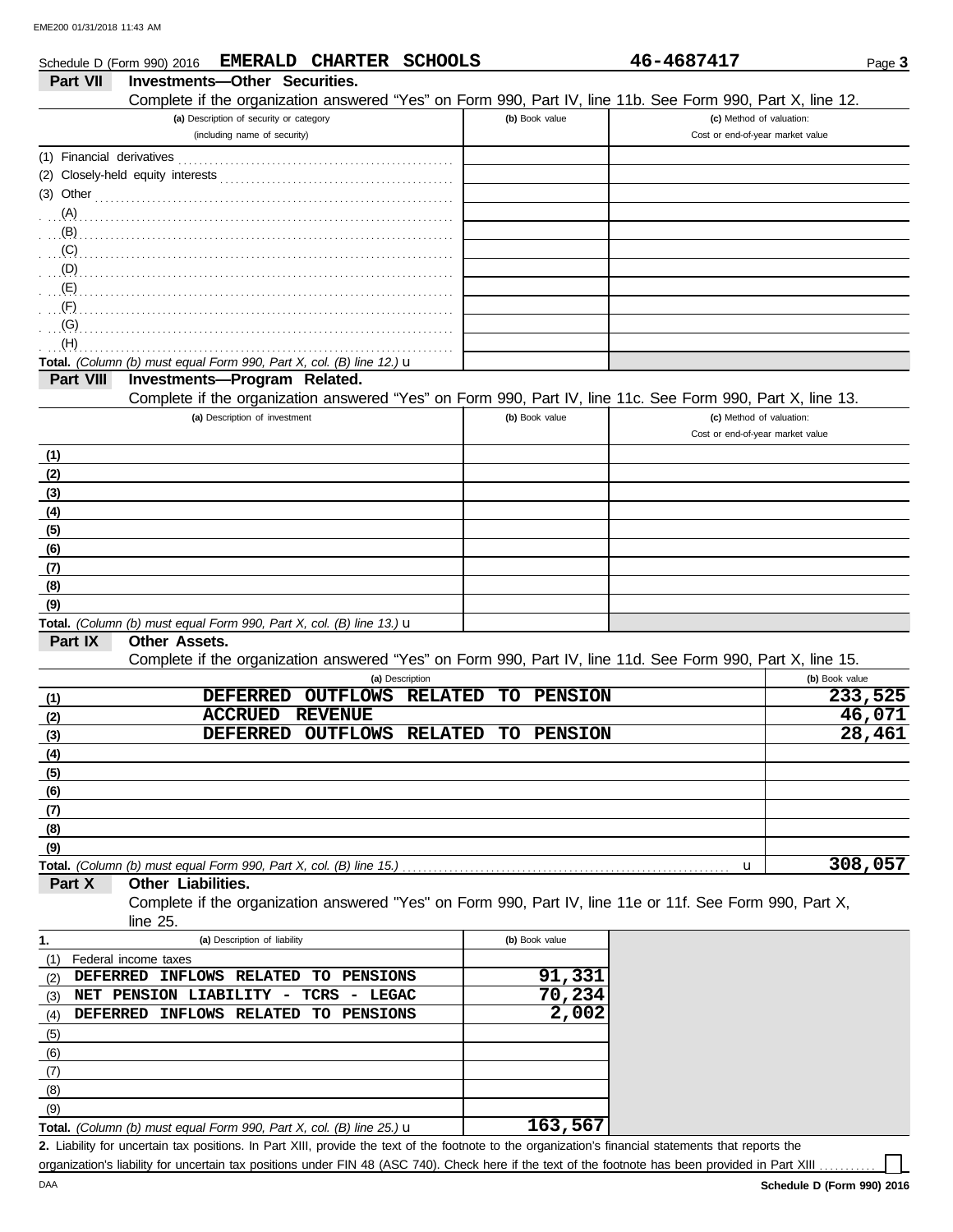Schedule D (Form 990) 2016 **EMERALD CHARTER SCHOOLS** **46-4687417** Page **3**

## Part VII Investments—Other Securities.

Complete if the organization answered "Yes" on Form 990, Part IV, line 11b. See Form 990, Part X, line 12.

| (a) Description of security or category (including name of security) | (b) Book value | (c) Method of valuation: Cost or end-of-year market value |
|---|---|---|
| (1) Financial derivatives | | |
| (2) Closely-held equity interests | | |
| (3) Other | | |
| (A) | | |
| (B) | | |
| (C) | | |
| (D) | | |
| (E) | | |
| (F) | | |
| (G) | | |
| (H) | | |
| **Total.** *(Column (b) must equal Form 990, Part X, col. (B) line 12.)* u | | |

## Part VIII Investments—Program Related.

Complete if the organization answered "Yes" on Form 990, Part IV, line 11c. See Form 990, Part X, line 13.

| (a) Description of investment | (b) Book value | (c) Method of valuation: Cost or end-of-year market value |
|---|---|---|
| (1) | | |
| (2) | | |
| (3) | | |
| (4) | | |
| (5) | | |
| (6) | | |
| (7) | | |
| (8) | | |
| (9) | | |
| **Total.** *(Column (b) must equal Form 990, Part X, col. (B) line 13.)* u | | |

## Part IX Other Assets.

Complete if the organization answered "Yes" on Form 990, Part IV, line 11d. See Form 990, Part X, line 15.

| | (a) Description | (b) Book value |
|---|---|---|
| (1) | DEFERRED OUTFLOWS RELATED TO PENSION | 233,525 |
| (2) | ACCRUED REVENUE | 46,071 |
| (3) | DEFERRED OUTFLOWS RELATED TO PENSION | 28,461 |
| (4) | | |
| (5) | | |
| (6) | | |
| (7) | | |
| (8) | | |
| (9) | | |
| **Total.** | *(Column (b) must equal Form 990, Part X, col. (B) line 15.)* u | 308,057 |

## Part X Other Liabilities.

Complete if the organization answered "Yes" on Form 990, Part IV, line 11e or 11f. See Form 990, Part X, line 25.

| 1. (a) Description of liability | (b) Book value |
|---|---|
| (1) Federal income taxes | |
| (2) DEFERRED INFLOWS RELATED TO PENSIONS | 91,331 |
| (3) NET PENSION LIABILITY - TCRS - LEGAC | 70,234 |
| (4) DEFERRED INFLOWS RELATED TO PENSIONS | 2,002 |
| (5) | |
| (6) | |
| (7) | |
| (8) | |
| (9) | |
| **Total.** *(Column (b) must equal Form 990, Part X, col. (B) line 25.)* u | 163,567 |

**2.** Liability for uncertain tax positions. In Part XIII, provide the text of the footnote to the organization's financial statements that reports the organization's liability for uncertain tax positions under FIN 48 (ASC 740). Check here if the text of the footnote has been provided in Part XIII ☐

DAA **Schedule D (Form 990) 2016**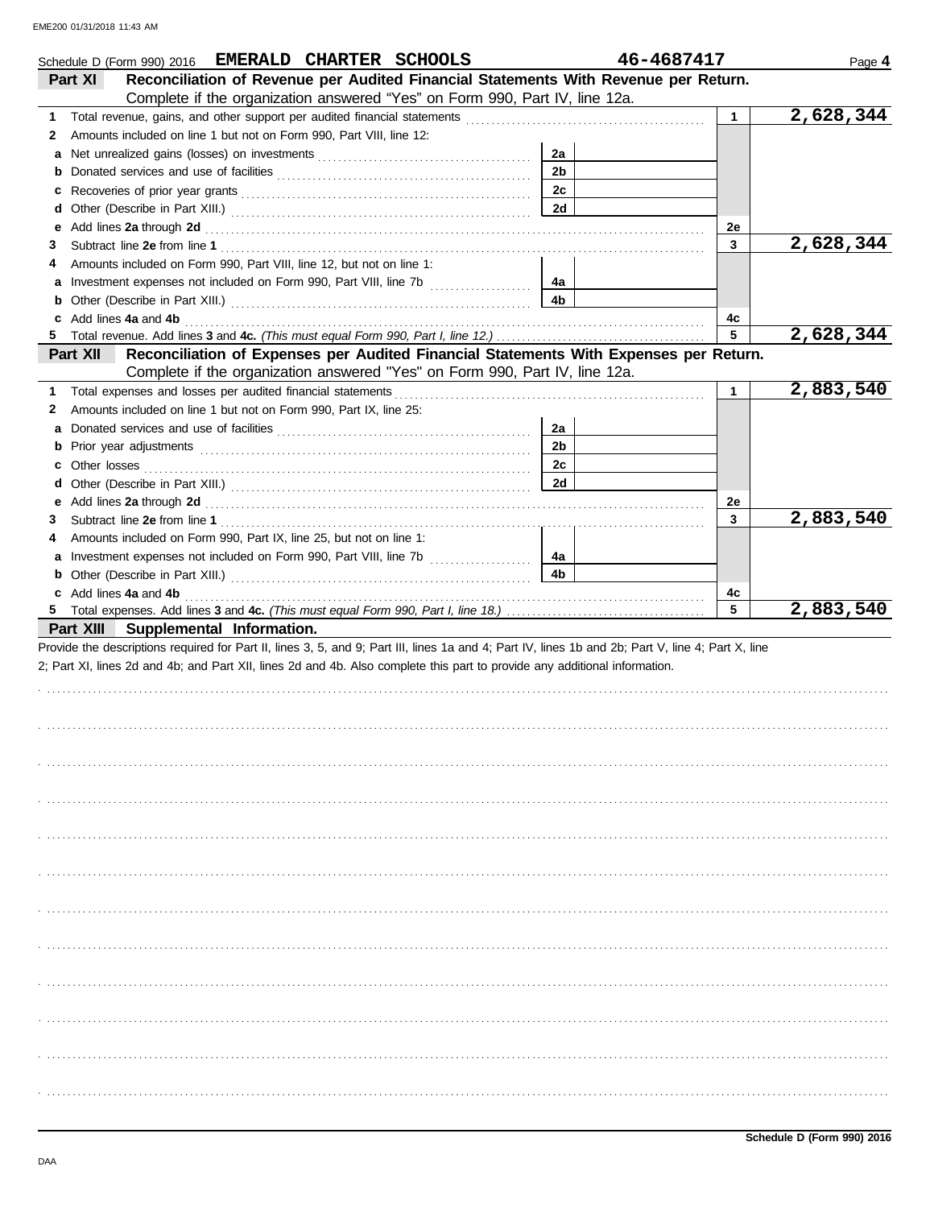Schedule D (Form 990) 2016 **EMERALD CHARTER SCHOOLS** **46-4687417**

## Part XI Reconciliation of Revenue per Audited Financial Statements With Revenue per Return.

Complete if the organization answered "Yes" on Form 990, Part IV, line 12a.

| | | | | | |
|---|---|---|---|---|---|
| **1** | Total revenue, gains, and other support per audited financial statements | | | 1 | 2,628,344 |
| **2** | Amounts included on line 1 but not on Form 990, Part VIII, line 12: | | | | |
| **a** | Net unrealized gains (losses) on investments | 2a | | | |
| **b** | Donated services and use of facilities | 2b | | | |
| **c** | Recoveries of prior year grants | 2c | | | |
| **d** | Other (Describe in Part XIII.) | 2d | | | |
| **e** | Add lines **2a** through **2d** | | | 2e | |
| **3** | Subtract line **2e** from line **1** | | | 3 | 2,628,344 |
| **4** | Amounts included on Form 990, Part VIII, line 12, but not on line 1: | | | | |
| **a** | Investment expenses not included on Form 990, Part VIII, line 7b | 4a | | | |
| **b** | Other (Describe in Part XIII.) | 4b | | | |
| **c** | Add lines **4a** and **4b** | | | 4c | |
| **5** | Total revenue. Add lines **3** and **4c.** *(This must equal Form 990, Part I, line 12.)* | | | 5 | 2,628,344 |

## Part XII Reconciliation of Expenses per Audited Financial Statements With Expenses per Return.

Complete if the organization answered "Yes" on Form 990, Part IV, line 12a.

| | | | | | |
|---|---|---|---|---|---|
| **1** | Total expenses and losses per audited financial statements | | | 1 | 2,883,540 |
| **2** | Amounts included on line 1 but not on Form 990, Part IX, line 25: | | | | |
| **a** | Donated services and use of facilities | 2a | | | |
| **b** | Prior year adjustments | 2b | | | |
| **c** | Other losses | 2c | | | |
| **d** | Other (Describe in Part XIII.) | 2d | | | |
| **e** | Add lines **2a** through **2d** | | | 2e | |
| **3** | Subtract line **2e** from line **1** | | | 3 | 2,883,540 |
| **4** | Amounts included on Form 990, Part IX, line 25, but not on line 1: | | | | |
| **a** | Investment expenses not included on Form 990, Part VIII, line 7b | 4a | | | |
| **b** | Other (Describe in Part XIII.) | 4b | | | |
| **c** | Add lines **4a** and **4b** | | | 4c | |
| **5** | Total expenses. Add lines **3** and **4c.** *(This must equal Form 990, Part I, line 18.)* | | | 5 | 2,883,540 |

## Part XIII Supplemental Information.

Provide the descriptions required for Part II, lines 3, 5, and 9; Part III, lines 1a and 4; Part IV, lines 1b and 2b; Part V, line 4; Part X, line 2; Part XI, lines 2d and 4b; and Part XII, lines 2d and 4b. Also complete this part to provide any additional information.

Schedule D (Form 990) 2016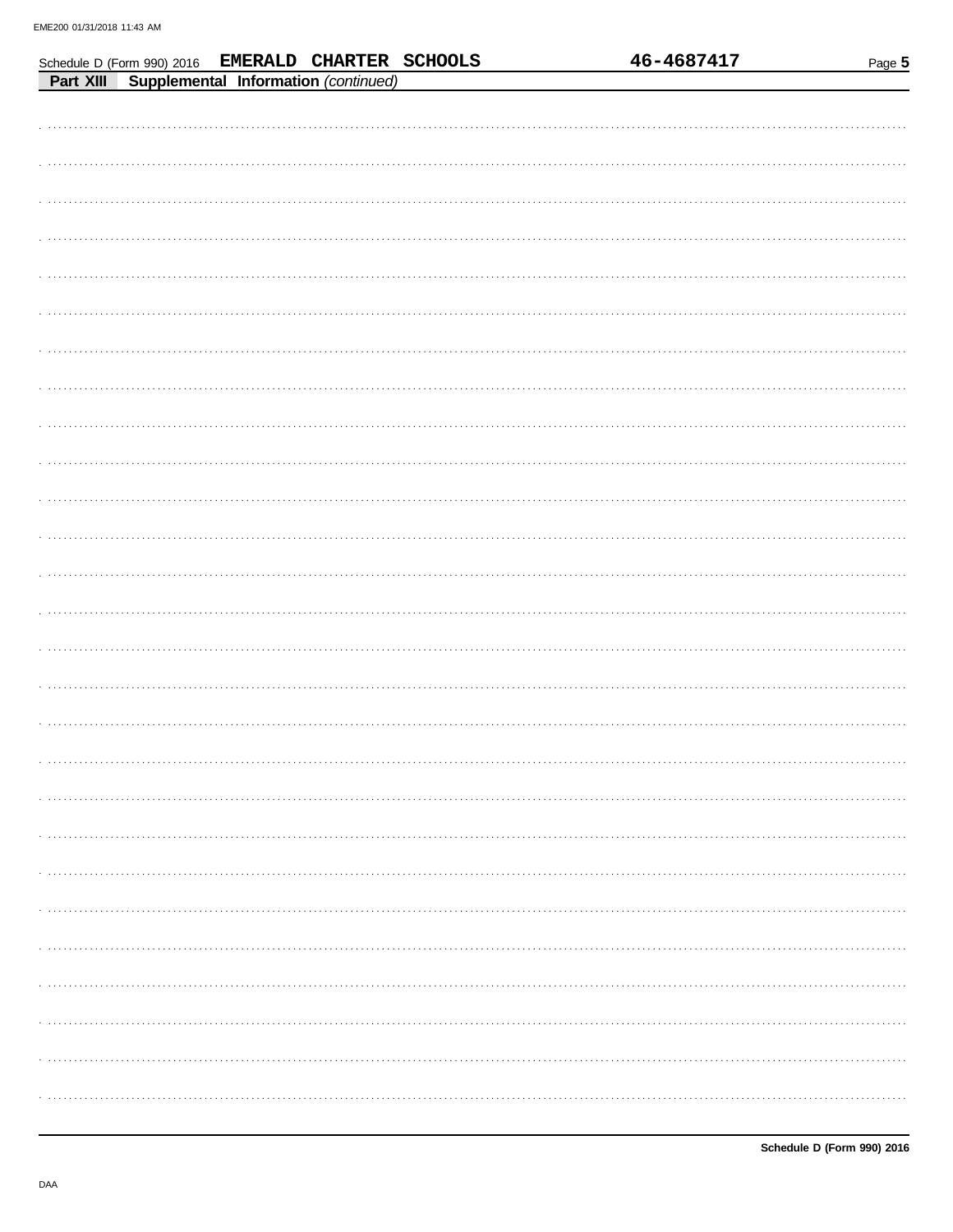Schedule D (Form 990) 2016 **EMERALD CHARTER SCHOOLS** **46-4687417**

**Part XIII** **Supplemental Information** *(continued)*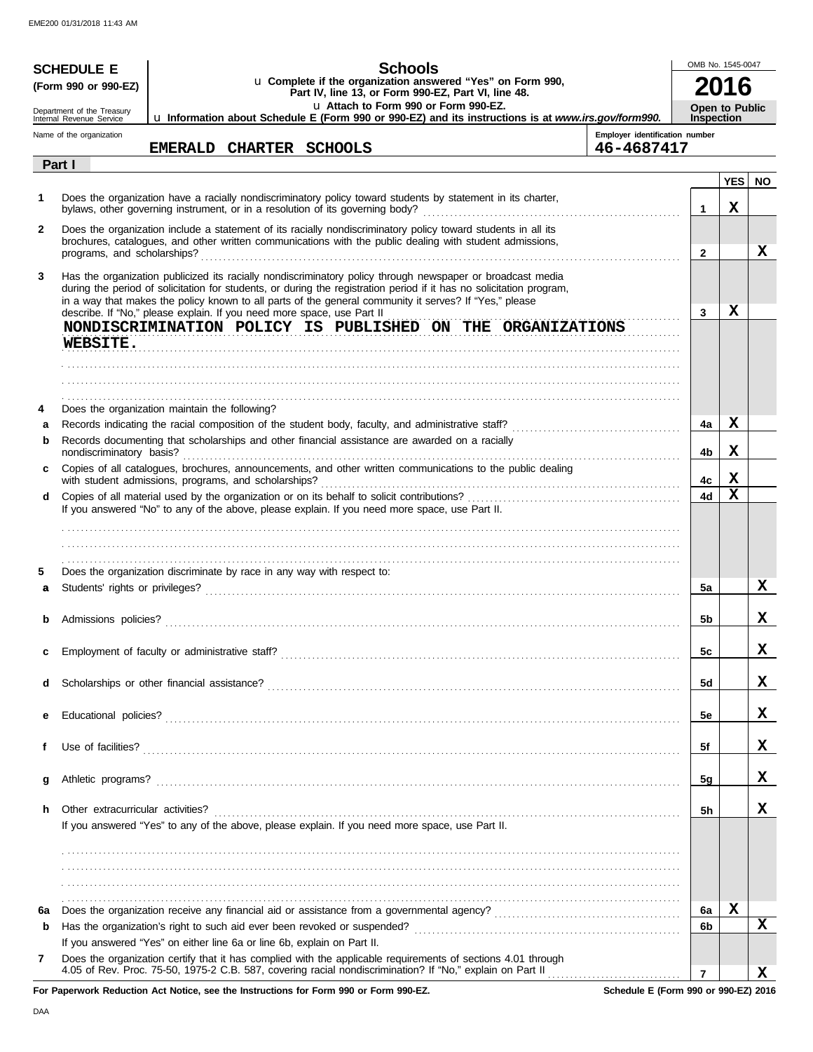EME200 01/31/2018 11:43 AM

**SCHEDULE E**
**(Form 990 or 990-EZ)**

Department of the Treasury
Internal Revenue Service

# Schools

u **Complete if the organization answered "Yes" on Form 990, Part IV, line 13, or Form 990-EZ, Part VI, line 48.**
u **Attach to Form 990 or Form 990-EZ.**
u **Information about Schedule E (Form 990 or 990-EZ) and its instructions is at** ***www.irs.gov/form990.***

OMB No. 1545-0047

**2016**

**Open to Public Inspection**

Name of the organization: **EMERALD CHARTER SCHOOLS**

Employer identification number: **46-4687417**

## Part I

| | | | YES | NO |
|---|---|---|---|---|
| **1** | Does the organization have a racially nondiscriminatory policy toward students by statement in its charter, bylaws, other governing instrument, or in a resolution of its governing body? | **1** | X | |
| **2** | Does the organization include a statement of its racially nondiscriminatory policy toward students in all its brochures, catalogues, and other written communications with the public dealing with student admissions, programs, and scholarships? | **2** | | X |
| **3** | Has the organization publicized its racially nondiscriminatory policy through newspaper or broadcast media during the period of solicitation for students, or during the registration period if it has no solicitation program, in a way that makes the policy known to all parts of the general community it serves? If "Yes," please describe. If "No," please explain. If you need more space, use Part II | **3** | X | |
| | NONDISCRIMINATION POLICY IS PUBLISHED ON THE ORGANIZATIONS WEBSITE. | | | |
| **4** | Does the organization maintain the following? | | | |
| **a** | Records indicating the racial composition of the student body, faculty, and administrative staff? | **4a** | X | |
| **b** | Records documenting that scholarships and other financial assistance are awarded on a racially nondiscriminatory basis? | **4b** | X | |
| **c** | Copies of all catalogues, brochures, announcements, and other written communications to the public dealing with student admissions, programs, and scholarships? | **4c** | X | |
| **d** | Copies of all material used by the organization or on its behalf to solicit contributions? | **4d** | X | |
| | If you answered "No" to any of the above, please explain. If you need more space, use Part II. | | | |
| **5** | Does the organization discriminate by race in any way with respect to: | | | |
| **a** | Students' rights or privileges? | **5a** | | X |
| **b** | Admissions policies? | **5b** | | X |
| **c** | Employment of faculty or administrative staff? | **5c** | | X |
| **d** | Scholarships or other financial assistance? | **5d** | | X |
| **e** | Educational policies? | **5e** | | X |
| **f** | Use of facilities? | **5f** | | X |
| **g** | Athletic programs? | **5g** | | X |
| **h** | Other extracurricular activities? | **5h** | | X |
| | If you answered "Yes" to any of the above, please explain. If you need more space, use Part II. | | | |
| **6a** | Does the organization receive any financial aid or assistance from a governmental agency? | **6a** | X | |
| **b** | Has the organization's right to such aid ever been revoked or suspended? | **6b** | | X |
| | If you answered "Yes" on either line 6a or line 6b, explain on Part II. | | | |
| **7** | Does the organization certify that it has complied with the applicable requirements of sections 4.01 through 4.05 of Rev. Proc. 75-50, 1975-2 C.B. 587, covering racial nondiscrimination? If "No," explain on Part II | **7** | | X |

**For Paperwork Reduction Act Notice, see the Instructions for Form 990 or Form 990-EZ.** **Schedule E (Form 990 or 990-EZ) 2016**

DAA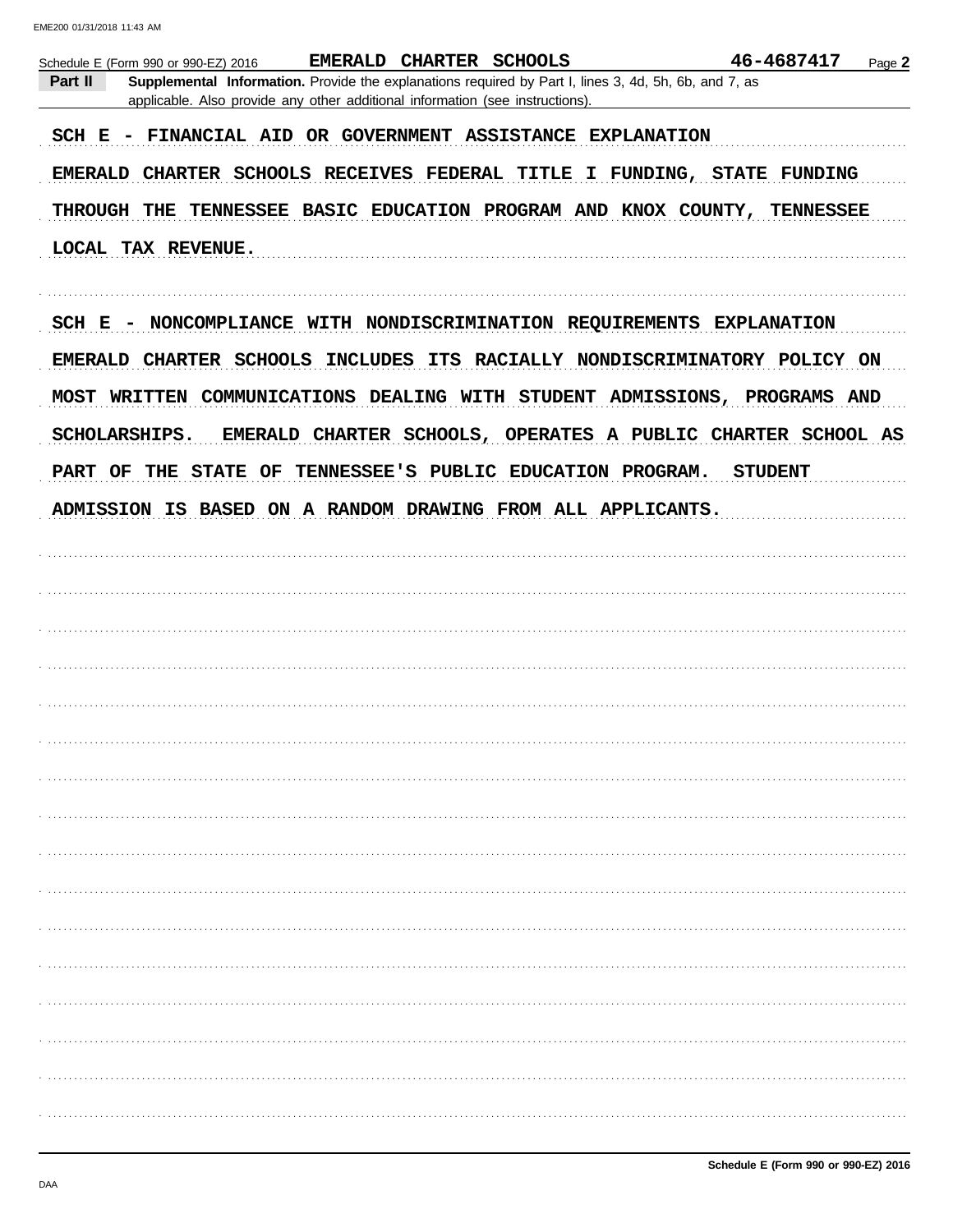Schedule E (Form 990 or 990-EZ) 2016 **EMERALD CHARTER SCHOOLS** **46-4687417**

**Part II** **Supplemental Information.** Provide the explanations required by Part I, lines 3, 4d, 5h, 6b, and 7, as applicable. Also provide any other additional information (see instructions).

SCH E - FINANCIAL AID OR GOVERNMENT ASSISTANCE EXPLANATION

EMERALD CHARTER SCHOOLS RECEIVES FEDERAL TITLE I FUNDING, STATE FUNDING THROUGH THE TENNESSEE BASIC EDUCATION PROGRAM AND KNOX COUNTY, TENNESSEE LOCAL TAX REVENUE.

SCH E - NONCOMPLIANCE WITH NONDISCRIMINATION REQUIREMENTS EXPLANATION

EMERALD CHARTER SCHOOLS INCLUDES ITS RACIALLY NONDISCRIMINATORY POLICY ON MOST WRITTEN COMMUNICATIONS DEALING WITH STUDENT ADMISSIONS, PROGRAMS AND SCHOLARSHIPS. EMERALD CHARTER SCHOOLS, OPERATES A PUBLIC CHARTER SCHOOL AS PART OF THE STATE OF TENNESSEE'S PUBLIC EDUCATION PROGRAM. STUDENT ADMISSION IS BASED ON A RANDOM DRAWING FROM ALL APPLICANTS.

Schedule E (Form 990 or 990-EZ) 2016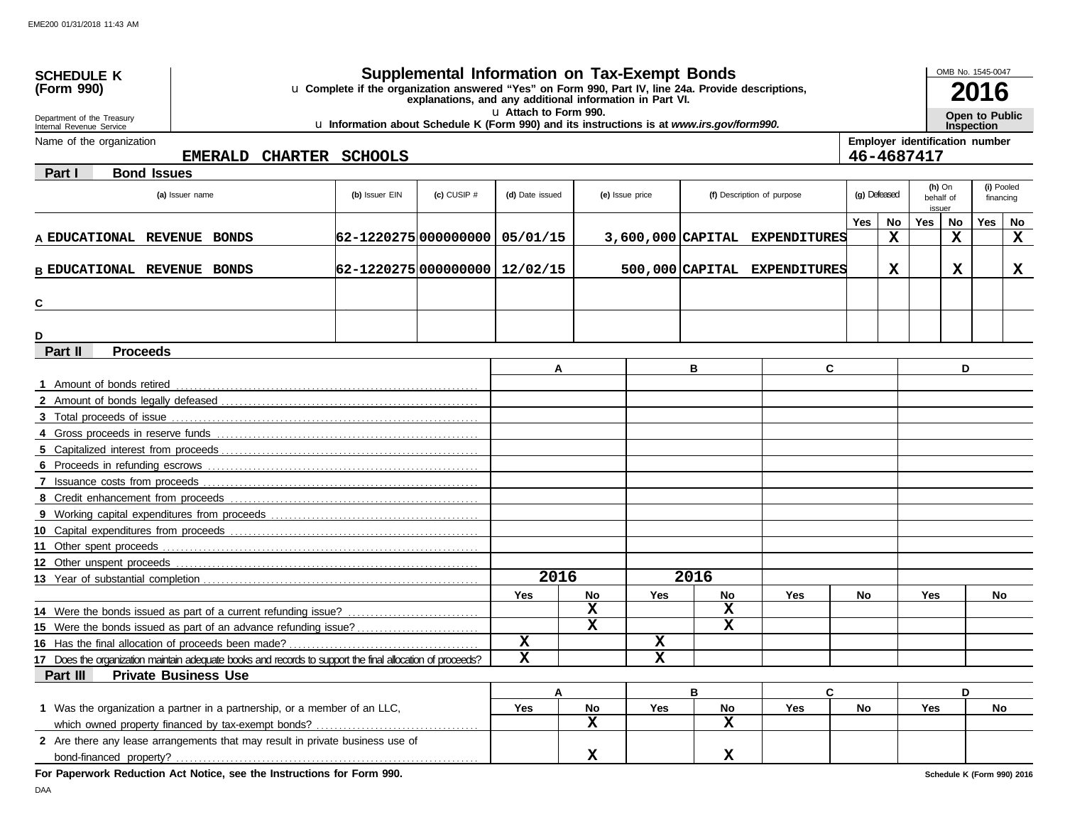**SCHEDULE K (Form 990)**

Department of the Treasury
Internal Revenue Service

# Supplemental Information on Tax-Exempt Bonds

u Complete if the organization answered "Yes" on Form 990, Part IV, line 24a. Provide descriptions, explanations, and any additional information in Part VI.

u Attach to Form 990.

u Information about Schedule K (Form 990) and its instructions is at *www.irs.gov/form990.*

OMB No. 1545-0047

**2016**

**Open to Public Inspection**

Name of the organization: EMERALD CHARTER SCHOOLS

Employer identification number: 46-4687417

## Part I Bond Issues

| | (a) Issuer name | (b) Issuer EIN | (c) CUSIP # | (d) Date issued | (e) Issue price | (f) Description of purpose | (g) Defeased Yes | (g) Defeased No | (h) On behalf of issuer Yes | (h) On behalf of issuer No | (i) Pooled financing Yes | (i) Pooled financing No |
|---|---|---|---|---|---|---|---|---|---|---|---|---|
| A | EDUCATIONAL REVENUE BONDS | 62-1220275 | 000000000 | 05/01/15 | 3,600,000 | CAPITAL EXPENDITURES | | X | | X | | X |
| B | EDUCATIONAL REVENUE BONDS | 62-1220275 | 000000000 | 12/02/15 | 500,000 | CAPITAL EXPENDITURES | | X | | X | | X |
| C | | | | | | | | | | | | |
| D | | | | | | | | | | | | |

## Part II Proceeds

| | A | B | C | D |
|---|---|---|---|---|
| 1 Amount of bonds retired | | | | |
| 2 Amount of bonds legally defeased | | | | |
| 3 Total proceeds of issue | | | | |
| 4 Gross proceeds in reserve funds | | | | |
| 5 Capitalized interest from proceeds | | | | |
| 6 Proceeds in refunding escrows | | | | |
| 7 Issuance costs from proceeds | | | | |
| 8 Credit enhancement from proceeds | | | | |
| 9 Working capital expenditures from proceeds | | | | |
| 10 Capital expenditures from proceeds | | | | |
| 11 Other spent proceeds | | | | |
| 12 Other unspent proceeds | | | | |
| 13 Year of substantial completion | 2016 | 2016 | | |

| | A Yes | A No | B Yes | B No | C Yes | C No | D Yes | D No |
|---|---|---|---|---|---|---|---|---|
| 14 Were the bonds issued as part of a current refunding issue? | | X | | X | | | | |
| 15 Were the bonds issued as part of an advance refunding issue? | | X | | X | | | | |
| 16 Has the final allocation of proceeds been made? | X | | X | | | | | |
| 17 Does the organization maintain adequate books and records to support the final allocation of proceeds? | X | | X | | | | | |

## Part III Private Business Use

| | A Yes | A No | B Yes | B No | C Yes | C No | D Yes | D No |
|---|---|---|---|---|---|---|---|---|
| 1 Was the organization a partner in a partnership, or a member of an LLC, which owned property financed by tax-exempt bonds? | | X | | X | | | | |
| 2 Are there any lease arrangements that may result in private business use of bond-financed property? | | X | | X | | | | |

**For Paperwork Reduction Act Notice, see the Instructions for Form 990.**

Schedule K (Form 990) 2016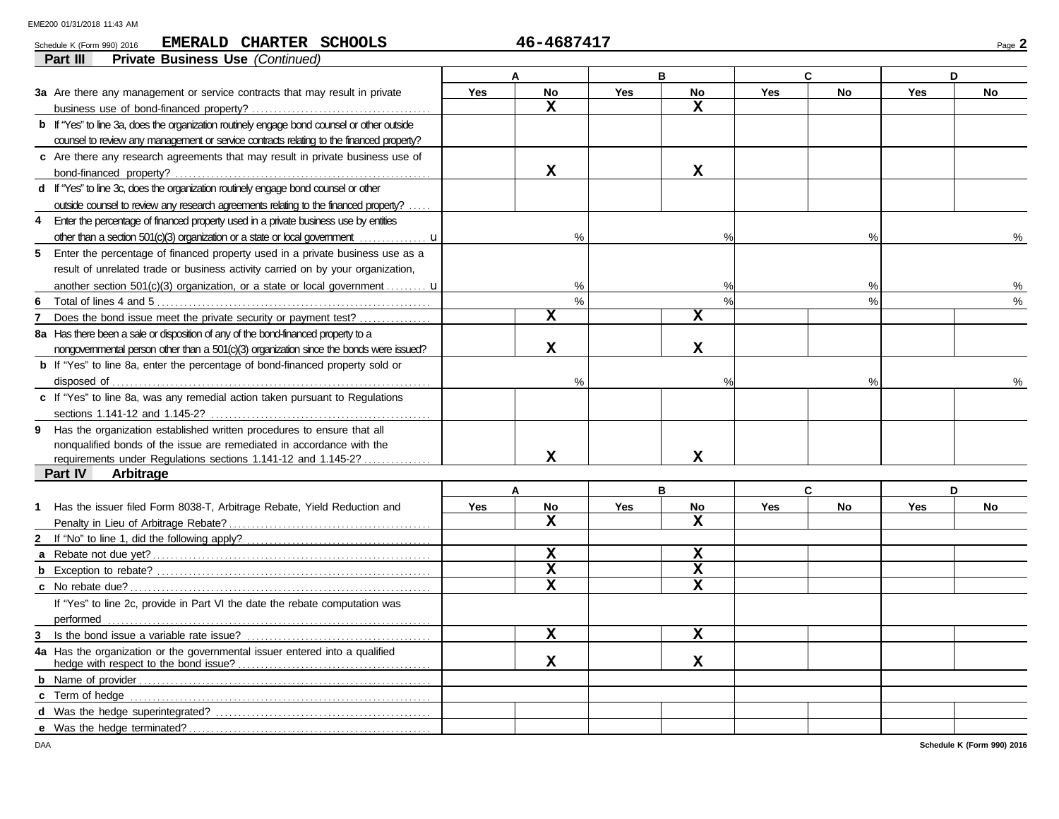Schedule K (Form 990) 2016 **EMERALD CHARTER SCHOOLS** 46-4687417 Page **2**

## Part III Private Business Use *(Continued)*

| | A | | B | | C | | D | |
|---|---|---|---|---|---|---|---|---|
| | Yes | No | Yes | No | Yes | No | Yes | No |
| **3a** Are there any management or service contracts that may result in private business use of bond-financed property? | | X | | X | | | | |
| **b** If "Yes" to line 3a, does the organization routinely engage bond counsel or other outside counsel to review any management or service contracts relating to the financed property? | | | | | | | | |
| **c** Are there any research agreements that may result in private business use of bond-financed property? | | X | | X | | | | |
| **d** If "Yes" to line 3c, does the organization routinely engage bond counsel or other outside counsel to review any research agreements relating to the financed property? | | | | | | | | |
| **4** Enter the percentage of financed property used in a private business use by entities other than a section 501(c)(3) organization or a state or local government u | % | | % | | % | | % | |
| **5** Enter the percentage of financed property used in a private business use as a result of unrelated trade or business activity carried on by your organization, another section 501(c)(3) organization, or a state or local government u | % | | % | | % | | % | |
| **6** Total of lines 4 and 5 | % | | % | | % | | % | |
| **7** Does the bond issue meet the private security or payment test? | | X | | X | | | | |
| **8a** Has there been a sale or disposition of any of the bond-financed property to a nongovernmental person other than a 501(c)(3) organization since the bonds were issued? | | X | | X | | | | |
| **b** If "Yes" to line 8a, enter the percentage of bond-financed property sold or disposed of | % | | % | | % | | % | |
| **c** If "Yes" to line 8a, was any remedial action taken pursuant to Regulations sections 1.141-12 and 1.145-2? | | | | | | | | |
| **9** Has the organization established written procedures to ensure that all nonqualified bonds of the issue are remediated in accordance with the requirements under Regulations sections 1.141-12 and 1.145-2? | | X | | X | | | | |

## Part IV Arbitrage

| | A | | B | | C | | D | |
|---|---|---|---|---|---|---|---|---|
| | Yes | No | Yes | No | Yes | No | Yes | No |
| **1** Has the issuer filed Form 8038-T, Arbitrage Rebate, Yield Reduction and Penalty in Lieu of Arbitrage Rebate? | | X | | X | | | | |
| **2** If "No" to line 1, did the following apply? | | | | | | | | |
| **a** Rebate not due yet? | | X | | X | | | | |
| **b** Exception to rebate? | | X | | X | | | | |
| **c** No rebate due? | | X | | X | | | | |
| If "Yes" to line 2c, provide in Part VI the date the rebate computation was performed | | | | | | | | |
| **3** Is the bond issue a variable rate issue? | | X | | X | | | | |
| **4a** Has the organization or the governmental issuer entered into a qualified hedge with respect to the bond issue? | | X | | X | | | | |
| **b** Name of provider | | | | | | | | |
| **c** Term of hedge | | | | | | | | |
| **d** Was the hedge superintegrated? | | | | | | | | |
| **e** Was the hedge terminated? | | | | | | | | |

DAA Schedule K (Form 990) 2016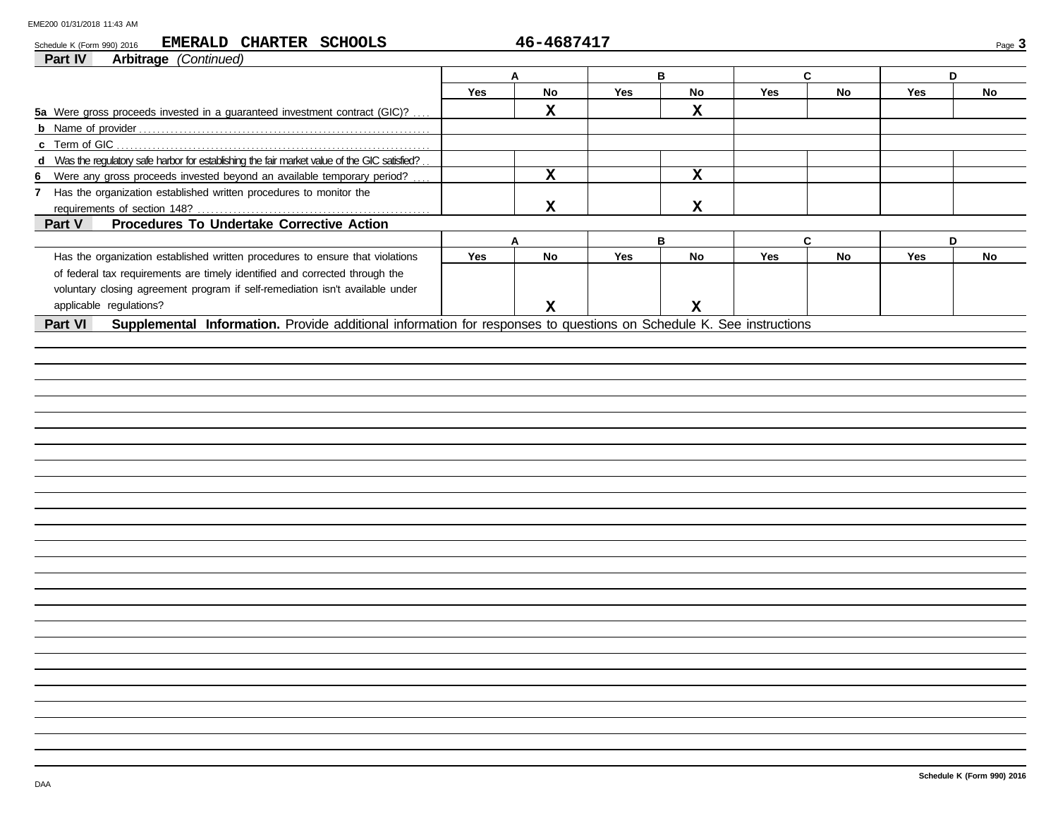Schedule K (Form 990) 2016 **EMERALD CHARTER SCHOOLS** **46-4687417**

## Part IV Arbitrage *(Continued)*

| | A | | B | | C | | D | |
|---|---|---|---|---|---|---|---|---|
| | Yes | No | Yes | No | Yes | No | Yes | No |
| **5a** Were gross proceeds invested in a guaranteed investment contract (GIC)? | | X | | X | | | | |
| **b** Name of provider | | | | | | | | |
| **c** Term of GIC | | | | | | | | |
| **d** Was the regulatory safe harbor for establishing the fair market value of the GIC satisfied? | | | | | | | | |
| **6** Were any gross proceeds invested beyond an available temporary period? | | X | | X | | | | |
| **7** Has the organization established written procedures to monitor the requirements of section 148? | | X | | X | | | | |

## Part V Procedures To Undertake Corrective Action

| | A | | B | | C | | D | |
|---|---|---|---|---|---|---|---|---|
| | Yes | No | Yes | No | Yes | No | Yes | No |
| Has the organization established written procedures to ensure that violations of federal tax requirements are timely identified and corrected through the voluntary closing agreement program if self-remediation isn't available under applicable regulations? | | X | | X | | | | |

## Part VI Supplemental Information.

Provide additional information for responses to questions on Schedule K. See instructions

Schedule K (Form 990) 2016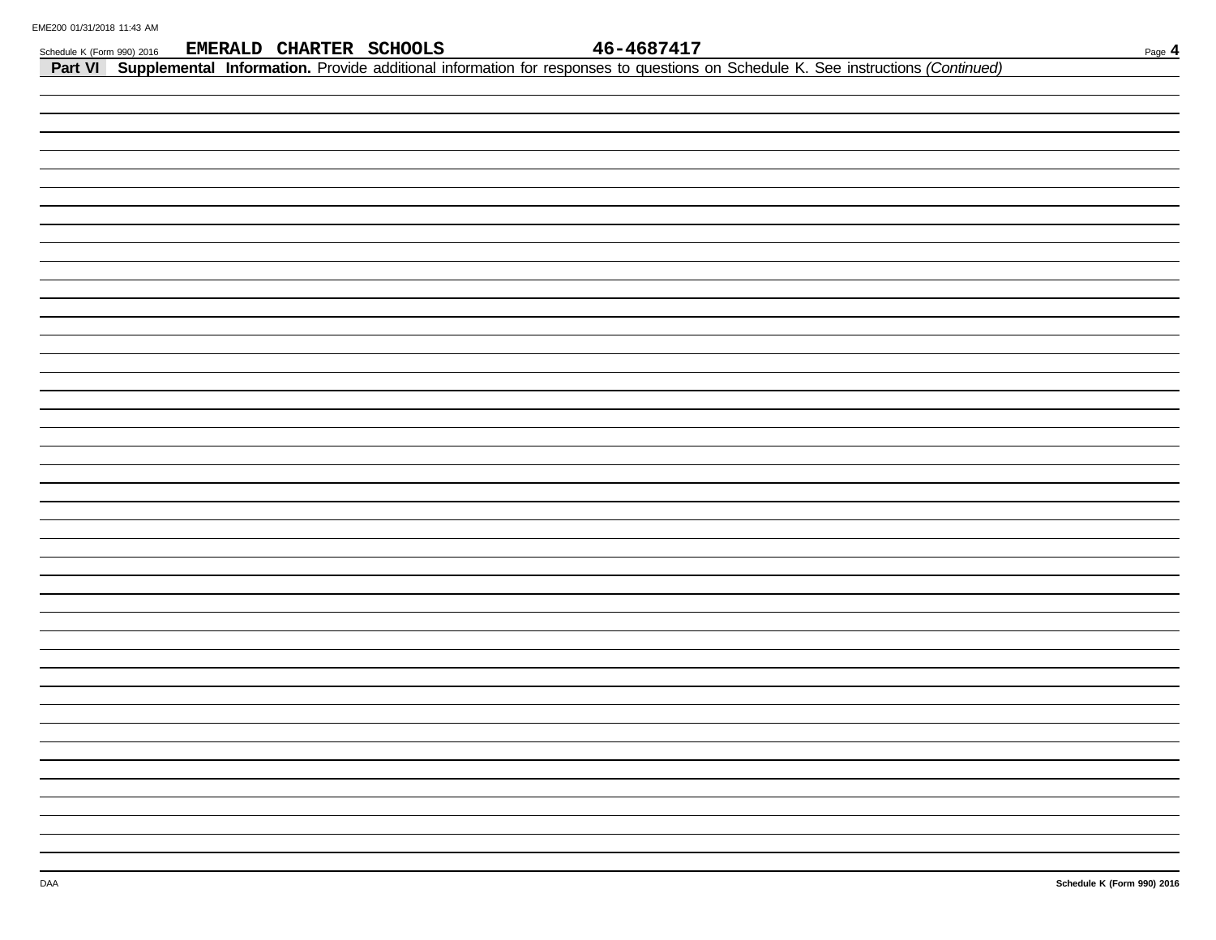EMERALD CHARTER SCHOOLS 46-4687417

**Part VI Supplemental Information.** Provide additional information for responses to questions on Schedule K. See instructions *(Continued)*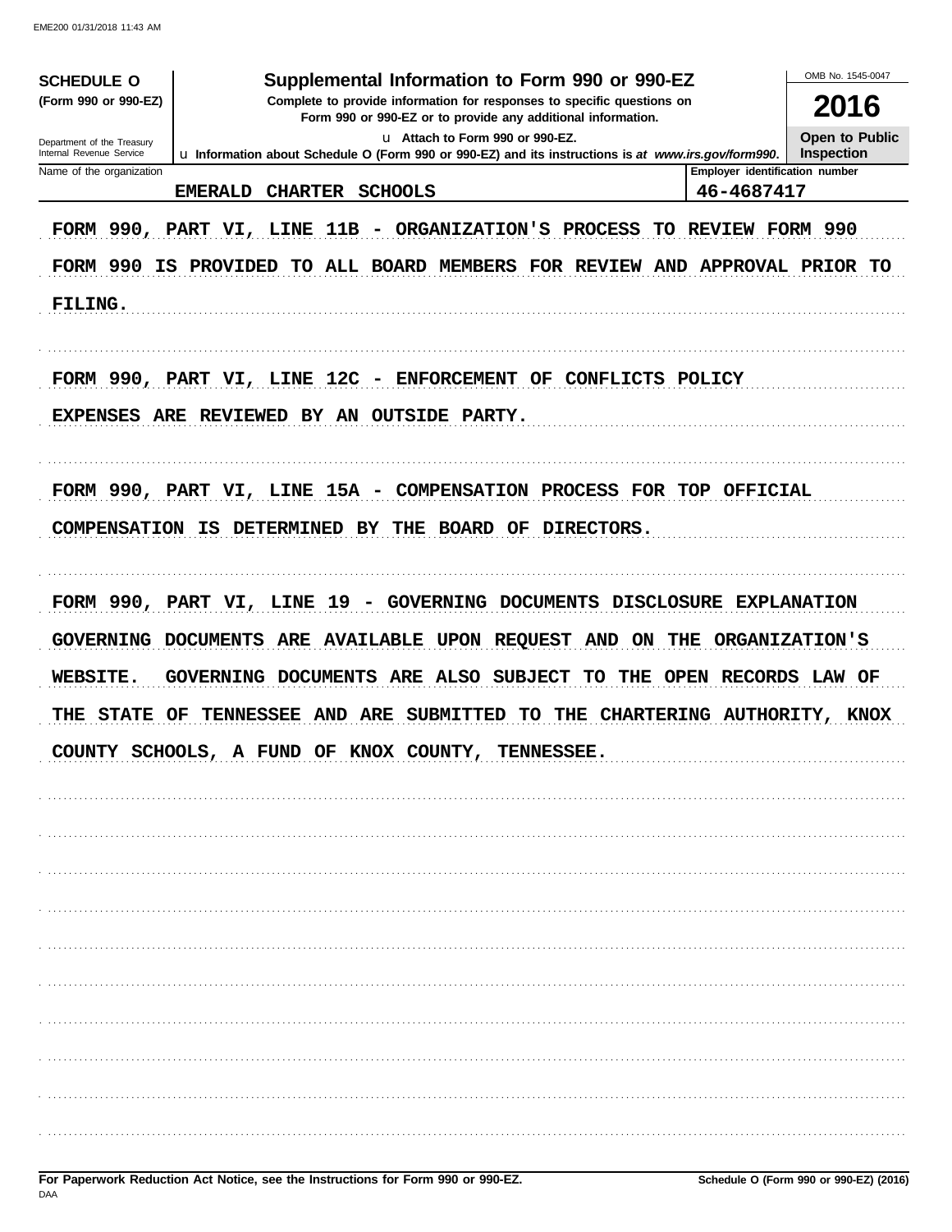**SCHEDULE O**
**(Form 990 or 990-EZ)**

Department of the Treasury
Internal Revenue Service

# Supplemental Information to Form 990 or 990-EZ

**Complete to provide information for responses to specific questions on Form 990 or 990-EZ or to provide any additional information.**

**u Attach to Form 990 or 990-EZ.**

**u Information about Schedule O (Form 990 or 990-EZ) and its instructions is at www.irs.gov/form990.**

OMB No. 1545-0047

**2016**

**Open to Public Inspection**

| Name of the organization | Employer identification number |
|---|---|
| EMERALD CHARTER SCHOOLS | 46-4687417 |

FORM 990, PART VI, LINE 11B - ORGANIZATION'S PROCESS TO REVIEW FORM 990

FORM 990 IS PROVIDED TO ALL BOARD MEMBERS FOR REVIEW AND APPROVAL PRIOR TO FILING.

FORM 990, PART VI, LINE 12C - ENFORCEMENT OF CONFLICTS POLICY

EXPENSES ARE REVIEWED BY AN OUTSIDE PARTY.

FORM 990, PART VI, LINE 15A - COMPENSATION PROCESS FOR TOP OFFICIAL

COMPENSATION IS DETERMINED BY THE BOARD OF DIRECTORS.

FORM 990, PART VI, LINE 19 - GOVERNING DOCUMENTS DISCLOSURE EXPLANATION

GOVERNING DOCUMENTS ARE AVAILABLE UPON REQUEST AND ON THE ORGANIZATION'S WEBSITE. GOVERNING DOCUMENTS ARE ALSO SUBJECT TO THE OPEN RECORDS LAW OF THE STATE OF TENNESSEE AND ARE SUBMITTED TO THE CHARTERING AUTHORITY, KNOX COUNTY SCHOOLS, A FUND OF KNOX COUNTY, TENNESSEE.

**For Paperwork Reduction Act Notice, see the Instructions for Form 990 or 990-EZ.**

**Schedule O (Form 990 or 990-EZ) (2016)**